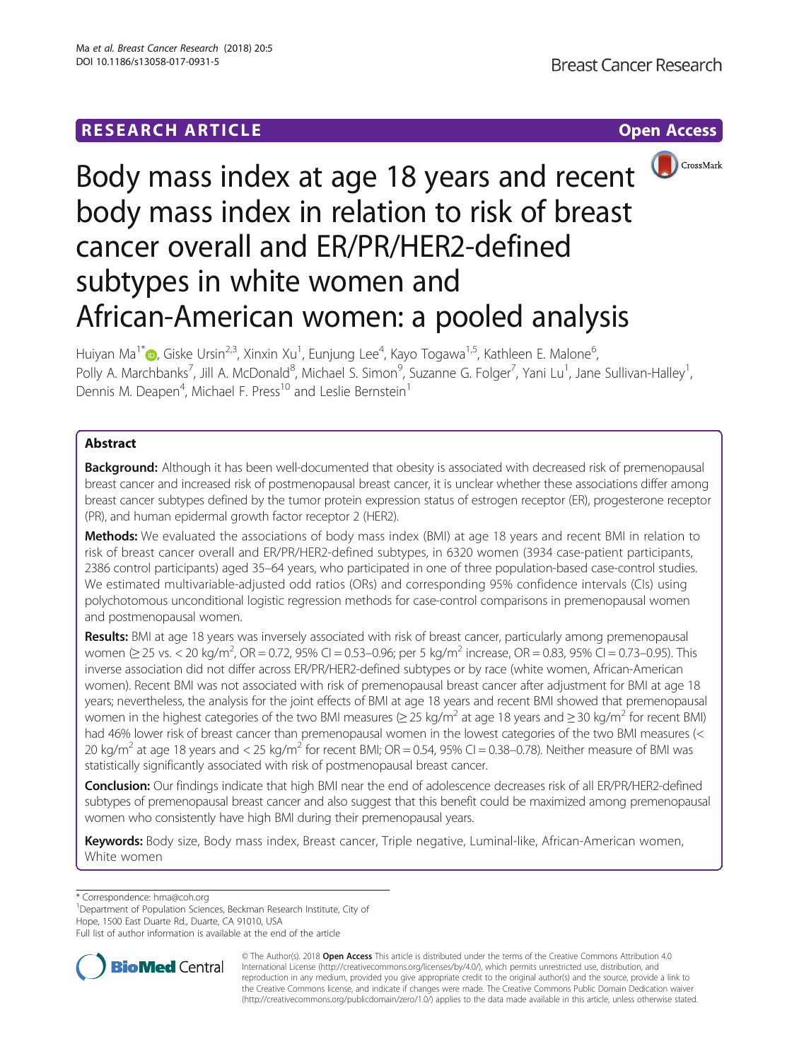RESEARCH ARTICLE

Open Access

# Body mass index at age 18 years and recent body mass index in relation to risk of breast cancer overall and ER/PR/HER2-defined subtypes in white women and African-American women: a pooled analysis

Huiyan Ma[1*], Giske Ursin[2,3], Xinxin Xu[1], Eunjung Lee[4], Kayo Togawa[1,5], Kathleen E. Malone[6], Polly A. Marchbanks[7], Jill A. McDonald[8], Michael S. Simon[9], Suzanne G. Folger[7], Yani Lu[1], Jane Sullivan-Halley[1], Dennis M. Deapen[4], Michael F. Press[10] and Leslie Bernstein[1]

## Abstract

**Background:** Although it has been well-documented that obesity is associated with decreased risk of premenopausal breast cancer and increased risk of postmenopausal breast cancer, it is unclear whether these associations differ among breast cancer subtypes defined by the tumor protein expression status of estrogen receptor (ER), progesterone receptor (PR), and human epidermal growth factor receptor 2 (HER2).

**Methods:** We evaluated the associations of body mass index (BMI) at age 18 years and recent BMI in relation to risk of breast cancer overall and ER/PR/HER2-defined subtypes, in 6320 women (3934 case-patient participants, 2386 control participants) aged 35–64 years, who participated in one of three population-based case-control studies. We estimated multivariable-adjusted odd ratios (ORs) and corresponding 95% confidence intervals (CIs) using polychotomous unconditional logistic regression methods for case-control comparisons in premenopausal women and postmenopausal women.

**Results:** BMI at age 18 years was inversely associated with risk of breast cancer, particularly among premenopausal women (≥ 25 vs. < 20 kg/m$^2$, OR = 0.72, 95% CI = 0.53–0.96; per 5 kg/m$^2$ increase, OR = 0.83, 95% CI = 0.73–0.95). This inverse association did not differ across ER/PR/HER2-defined subtypes or by race (white women, African-American women). Recent BMI was not associated with risk of premenopausal breast cancer after adjustment for BMI at age 18 years; nevertheless, the analysis for the joint effects of BMI at age 18 years and recent BMI showed that premenopausal women in the highest categories of the two BMI measures (≥ 25 kg/m$^2$ at age 18 years and ≥ 30 kg/m$^2$ for recent BMI) had 46% lower risk of breast cancer than premenopausal women in the lowest categories of the two BMI measures (< 20 kg/m$^2$ at age 18 years and < 25 kg/m$^2$ for recent BMI; OR = 0.54, 95% CI = 0.38–0.78). Neither measure of BMI was statistically significantly associated with risk of postmenopausal breast cancer.

**Conclusion:** Our findings indicate that high BMI near the end of adolescence decreases risk of all ER/PR/HER2-defined subtypes of premenopausal breast cancer and also suggest that this benefit could be maximized among premenopausal women who consistently have high BMI during their premenopausal years.

**Keywords:** Body size, Body mass index, Breast cancer, Triple negative, Luminal-like, African-American women, White women

---

\* Correspondence: hma@coh.org
[1]Department of Population Sciences, Beckman Research Institute, City of Hope, 1500 East Duarte Rd., Duarte, CA 91010, USA
Full list of author information is available at the end of the article

© The Author(s). 2018 **Open Access** This article is distributed under the terms of the Creative Commons Attribution 4.0 International License (http://creativecommons.org/licenses/by/4.0/), which permits unrestricted use, distribution, and reproduction in any medium, provided you give appropriate credit to the original author(s) and the source, provide a link to the Creative Commons license, and indicate if changes were made. The Creative Commons Public Domain Dedication waiver (http://creativecommons.org/publicdomain/zero/1.0/) applies to the data made available in this article, unless otherwise stated.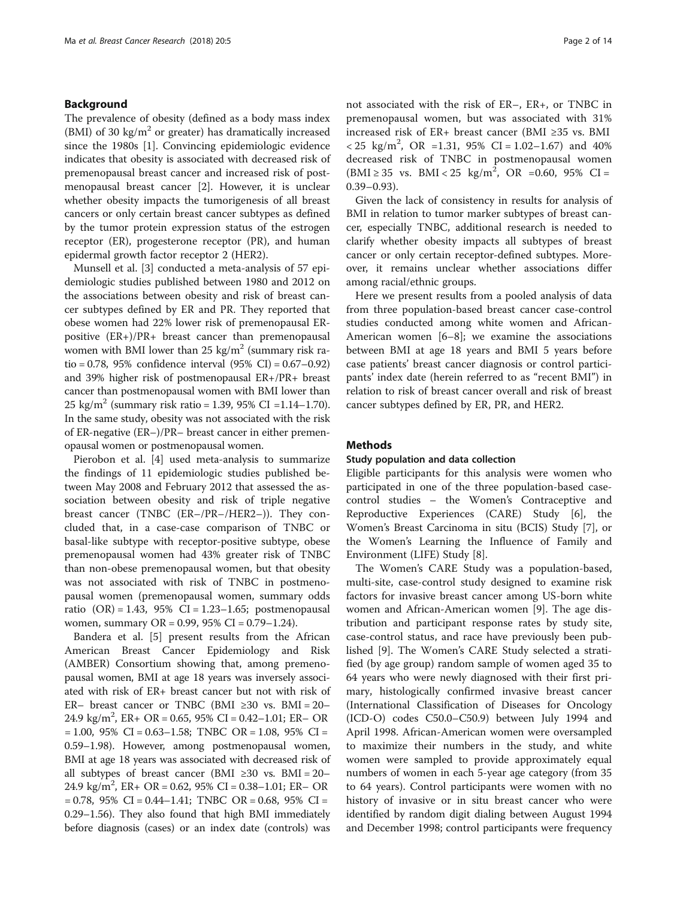## Background

The prevalence of obesity (defined as a body mass index (BMI) of 30 $kg/m^2$ or greater) has dramatically increased since the 1980s [1]. Convincing epidemiologic evidence indicates that obesity is associated with decreased risk of premenopausal breast cancer and increased risk of postmenopausal breast cancer [2]. However, it is unclear whether obesity impacts the tumorigenesis of all breast cancers or only certain breast cancer subtypes as defined by the tumor protein expression status of the estrogen receptor (ER), progesterone receptor (PR), and human epidermal growth factor receptor 2 (HER2).

Munsell et al. [3] conducted a meta-analysis of 57 epidemiologic studies published between 1980 and 2012 on the associations between obesity and risk of breast cancer subtypes defined by ER and PR. They reported that obese women had 22% lower risk of premenopausal ER-positive (ER+)/PR+ breast cancer than premenopausal women with BMI lower than 25 $kg/m^2$ (summary risk ratio = 0.78, 95% confidence interval (95% CI) = 0.67–0.92) and 39% higher risk of postmenopausal ER+/PR+ breast cancer than postmenopausal women with BMI lower than 25 $kg/m^2$ (summary risk ratio = 1.39, 95% CI =1.14–1.70). In the same study, obesity was not associated with the risk of ER-negative (ER–)/PR– breast cancer in either premenopausal women or postmenopausal women.

Pierobon et al. [4] used meta-analysis to summarize the findings of 11 epidemiologic studies published between May 2008 and February 2012 that assessed the association between obesity and risk of triple negative breast cancer (TNBC (ER–/PR–/HER2–)). They concluded that, in a case-case comparison of TNBC or basal-like subtype with receptor-positive subtype, obese premenopausal women had 43% greater risk of TNBC than non-obese premenopausal women, but that obesity was not associated with risk of TNBC in postmenopausal women (premenopausal women, summary odds ratio (OR) = 1.43, 95% CI = 1.23–1.65; postmenopausal women, summary OR = 0.99, 95% CI = 0.79–1.24).

Bandera et al. [5] present results from the African American Breast Cancer Epidemiology and Risk (AMBER) Consortium showing that, among premenopausal women, BMI at age 18 years was inversely associated with risk of ER+ breast cancer but not with risk of ER– breast cancer or TNBC (BMI ≥30 vs. BMI = 20–24.9 $kg/m^2$, ER+ OR = 0.65, 95% CI = 0.42–1.01; ER– OR = 1.00, 95% CI = 0.63–1.58; TNBC OR = 1.08, 95% CI = 0.59–1.98). However, among postmenopausal women, BMI at age 18 years was associated with decreased risk of all subtypes of breast cancer (BMI ≥30 vs. BMI = 20–24.9 $kg/m^2$, ER+ OR = 0.62, 95% CI = 0.38–1.01; ER– OR = 0.78, 95% CI = 0.44–1.41; TNBC OR = 0.68, 95% CI = 0.29–1.56). They also found that high BMI immediately before diagnosis (cases) or an index date (controls) was not associated with the risk of ER–, ER+, or TNBC in premenopausal women, but was associated with 31% increased risk of ER+ breast cancer (BMI ≥35 vs. BMI < 25 $kg/m^2$, OR =1.31, 95% CI = 1.02–1.67) and 40% decreased risk of TNBC in postmenopausal women (BMI ≥ 35 vs. BMI < 25 $kg/m^2$, OR =0.60, 95% CI = 0.39–0.93).

Given the lack of consistency in results for analysis of BMI in relation to tumor marker subtypes of breast cancer, especially TNBC, additional research is needed to clarify whether obesity impacts all subtypes of breast cancer or only certain receptor-defined subtypes. Moreover, it remains unclear whether associations differ among racial/ethnic groups.

Here we present results from a pooled analysis of data from three population-based breast cancer case-control studies conducted among white women and African-American women [6–8]; we examine the associations between BMI at age 18 years and BMI 5 years before case patients' breast cancer diagnosis or control participants' index date (herein referred to as "recent BMI") in relation to risk of breast cancer overall and risk of breast cancer subtypes defined by ER, PR, and HER2.

## Methods

### Study population and data collection

Eligible participants for this analysis were women who participated in one of the three population-based case-control studies – the Women's Contraceptive and Reproductive Experiences (CARE) Study [6], the Women's Breast Carcinoma in situ (BCIS) Study [7], or the Women's Learning the Influence of Family and Environment (LIFE) Study [8].

The Women's CARE Study was a population-based, multi-site, case-control study designed to examine risk factors for invasive breast cancer among US-born white women and African-American women [9]. The age distribution and participant response rates by study site, case-control status, and race have previously been published [9]. The Women's CARE Study selected a stratified (by age group) random sample of women aged 35 to 64 years who were newly diagnosed with their first primary, histologically confirmed invasive breast cancer (International Classification of Diseases for Oncology (ICD-O) codes C50.0–C50.9) between July 1994 and April 1998. African-American women were oversampled to maximize their numbers in the study, and white women were sampled to provide approximately equal numbers of women in each 5-year age category (from 35 to 64 years). Control participants were women with no history of invasive or in situ breast cancer who were identified by random digit dialing between August 1994 and December 1998; control participants were frequency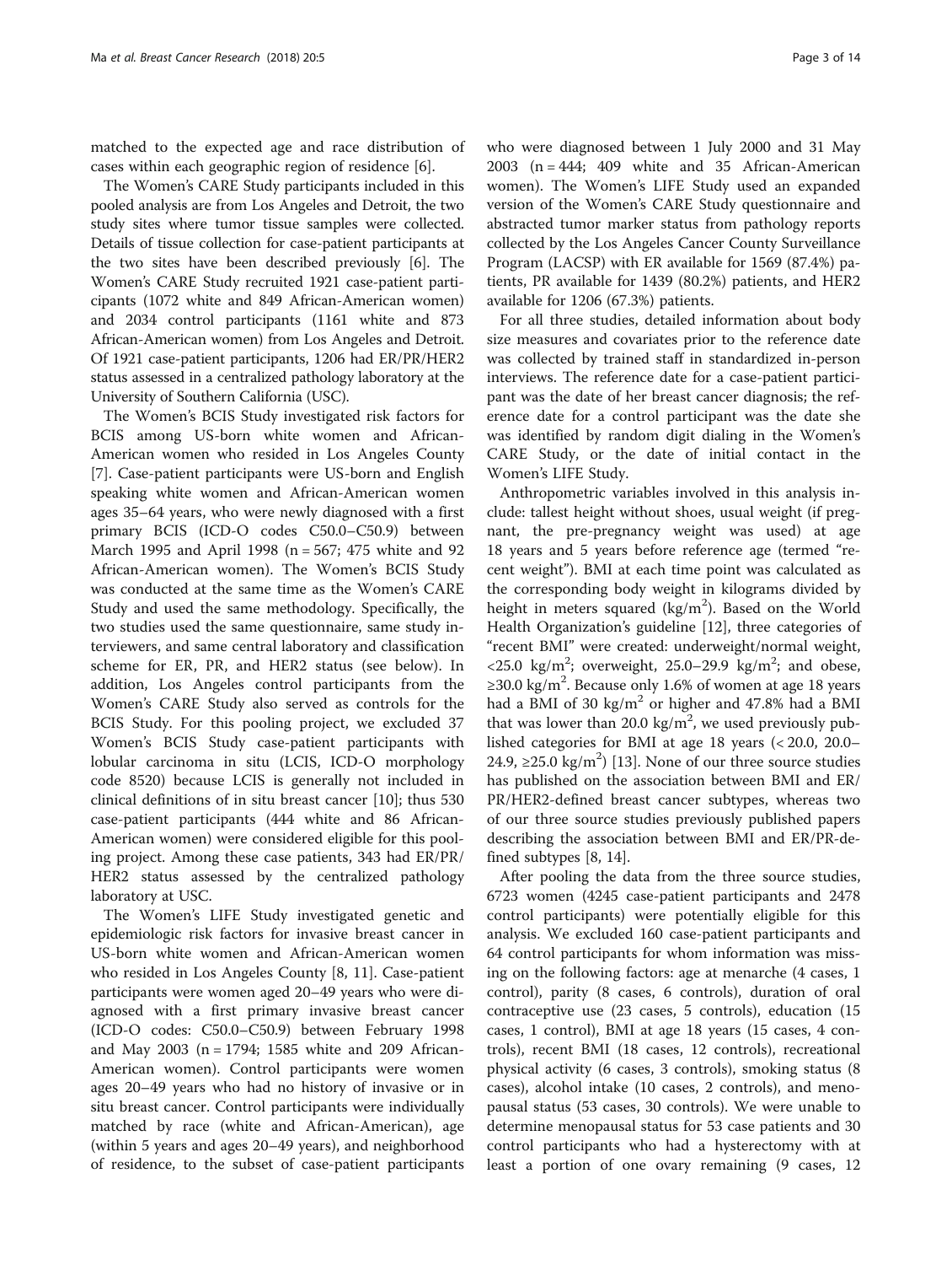matched to the expected age and race distribution of cases within each geographic region of residence [6].

The Women's CARE Study participants included in this pooled analysis are from Los Angeles and Detroit, the two study sites where tumor tissue samples were collected. Details of tissue collection for case-patient participants at the two sites have been described previously [6]. The Women's CARE Study recruited 1921 case-patient participants (1072 white and 849 African-American women) and 2034 control participants (1161 white and 873 African-American women) from Los Angeles and Detroit. Of 1921 case-patient participants, 1206 had ER/PR/HER2 status assessed in a centralized pathology laboratory at the University of Southern California (USC).

The Women's BCIS Study investigated risk factors for BCIS among US-born white women and African-American women who resided in Los Angeles County [7]. Case-patient participants were US-born and English speaking white women and African-American women ages 35–64 years, who were newly diagnosed with a first primary BCIS (ICD-O codes C50.0–C50.9) between March 1995 and April 1998 (n = 567; 475 white and 92 African-American women). The Women's BCIS Study was conducted at the same time as the Women's CARE Study and used the same methodology. Specifically, the two studies used the same questionnaire, same study interviewers, and same central laboratory and classification scheme for ER, PR, and HER2 status (see below). In addition, Los Angeles control participants from the Women's CARE Study also served as controls for the BCIS Study. For this pooling project, we excluded 37 Women's BCIS Study case-patient participants with lobular carcinoma in situ (LCIS, ICD-O morphology code 8520) because LCIS is generally not included in clinical definitions of in situ breast cancer [10]; thus 530 case-patient participants (444 white and 86 African-American women) were considered eligible for this pooling project. Among these case patients, 343 had ER/PR/HER2 status assessed by the centralized pathology laboratory at USC.

The Women's LIFE Study investigated genetic and epidemiologic risk factors for invasive breast cancer in US-born white women and African-American women who resided in Los Angeles County [8, 11]. Case-patient participants were women aged 20–49 years who were diagnosed with a first primary invasive breast cancer (ICD-O codes: C50.0–C50.9) between February 1998 and May 2003 (n = 1794; 1585 white and 209 African-American women). Control participants were women ages 20–49 years who had no history of invasive or in situ breast cancer. Control participants were individually matched by race (white and African-American), age (within 5 years and ages 20–49 years), and neighborhood of residence, to the subset of case-patient participants who were diagnosed between 1 July 2000 and 31 May 2003 (n = 444; 409 white and 35 African-American women). The Women's LIFE Study used an expanded version of the Women's CARE Study questionnaire and abstracted tumor marker status from pathology reports collected by the Los Angeles Cancer County Surveillance Program (LACSP) with ER available for 1569 (87.4%) patients, PR available for 1439 (80.2%) patients, and HER2 available for 1206 (67.3%) patients.

For all three studies, detailed information about body size measures and covariates prior to the reference date was collected by trained staff in standardized in-person interviews. The reference date for a case-patient participant was the date of her breast cancer diagnosis; the reference date for a control participant was the date she was identified by random digit dialing in the Women's CARE Study, or the date of initial contact in the Women's LIFE Study.

Anthropometric variables involved in this analysis include: tallest height without shoes, usual weight (if pregnant, the pre-pregnancy weight was used) at age 18 years and 5 years before reference age (termed "recent weight"). BMI at each time point was calculated as the corresponding body weight in kilograms divided by height in meters squared (kg/m$^2$). Based on the World Health Organization's guideline [12], three categories of "recent BMI" were created: underweight/normal weight, <25.0 kg/m$^2$; overweight, 25.0–29.9 kg/m$^2$; and obese, ≥30.0 kg/m$^2$. Because only 1.6% of women at age 18 years had a BMI of 30 kg/m$^2$ or higher and 47.8% had a BMI that was lower than 20.0 kg/m$^2$, we used previously published categories for BMI at age 18 years (< 20.0, 20.0–24.9, ≥25.0 kg/m$^2$) [13]. None of our three source studies has published on the association between BMI and ER/PR/HER2-defined breast cancer subtypes, whereas two of our three source studies previously published papers describing the association between BMI and ER/PR-defined subtypes [8, 14].

After pooling the data from the three source studies, 6723 women (4245 case-patient participants and 2478 control participants) were potentially eligible for this analysis. We excluded 160 case-patient participants and 64 control participants for whom information was missing on the following factors: age at menarche (4 cases, 1 control), parity (8 cases, 6 controls), duration of oral contraceptive use (23 cases, 5 controls), education (15 cases, 1 control), BMI at age 18 years (15 cases, 4 controls), recent BMI (18 cases, 12 controls), recreational physical activity (6 cases, 3 controls), smoking status (8 cases), alcohol intake (10 cases, 2 controls), and menopausal status (53 cases, 30 controls). We were unable to determine menopausal status for 53 case patients and 30 control participants who had a hysterectomy with at least a portion of one ovary remaining (9 cases, 12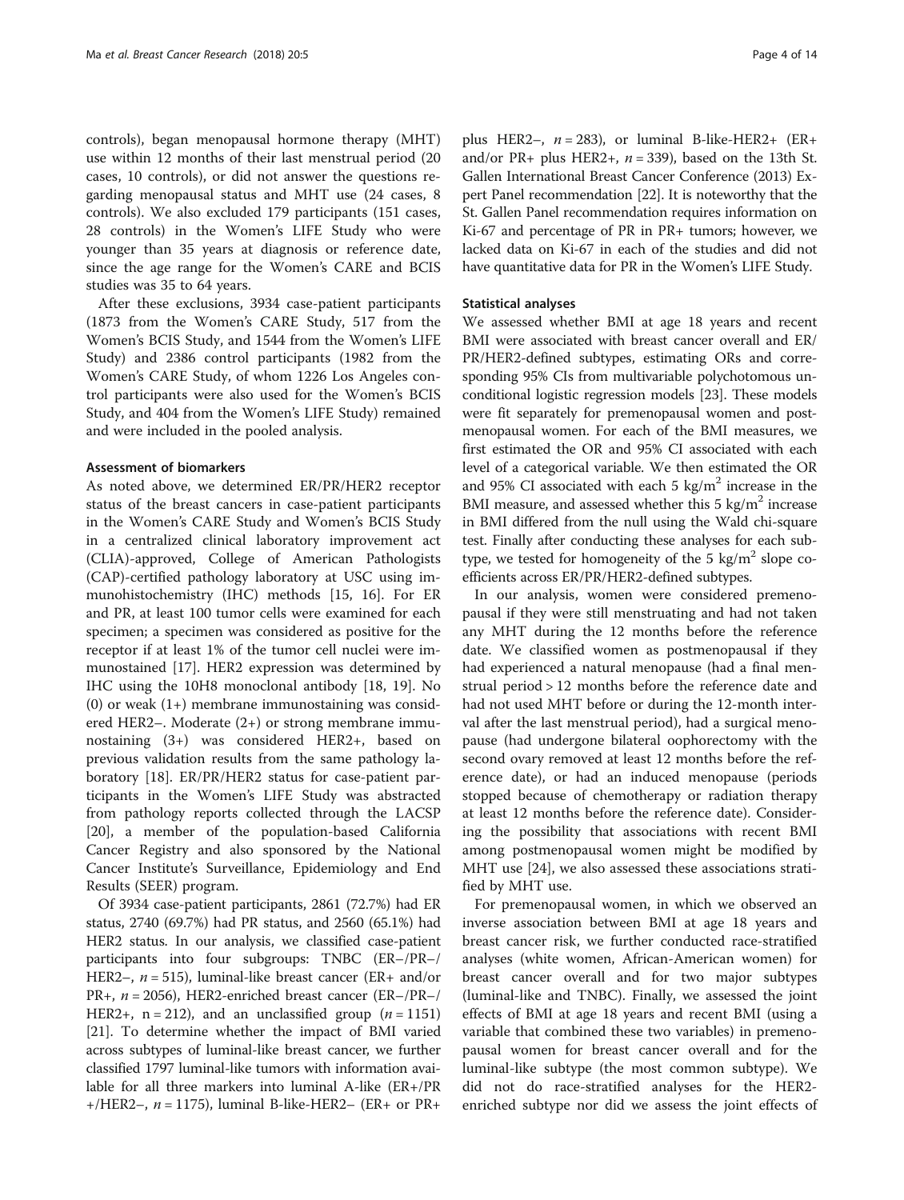controls), began menopausal hormone therapy (MHT) use within 12 months of their last menstrual period (20 cases, 10 controls), or did not answer the questions regarding menopausal status and MHT use (24 cases, 8 controls). We also excluded 179 participants (151 cases, 28 controls) in the Women's LIFE Study who were younger than 35 years at diagnosis or reference date, since the age range for the Women's CARE and BCIS studies was 35 to 64 years.

After these exclusions, 3934 case-patient participants (1873 from the Women's CARE Study, 517 from the Women's BCIS Study, and 1544 from the Women's LIFE Study) and 2386 control participants (1982 from the Women's CARE Study, of whom 1226 Los Angeles control participants were also used for the Women's BCIS Study, and 404 from the Women's LIFE Study) remained and were included in the pooled analysis.

#### Assessment of biomarkers

As noted above, we determined ER/PR/HER2 receptor status of the breast cancers in case-patient participants in the Women's CARE Study and Women's BCIS Study in a centralized clinical laboratory improvement act (CLIA)-approved, College of American Pathologists (CAP)-certified pathology laboratory at USC using immunohistochemistry (IHC) methods [15, 16]. For ER and PR, at least 100 tumor cells were examined for each specimen; a specimen was considered as positive for the receptor if at least 1% of the tumor cell nuclei were immunostained [17]. HER2 expression was determined by IHC using the 10H8 monoclonal antibody [18, 19]. No (0) or weak (1+) membrane immunostaining was considered HER2−. Moderate (2+) or strong membrane immunostaining (3+) was considered HER2+, based on previous validation results from the same pathology laboratory [18]. ER/PR/HER2 status for case-patient participants in the Women's LIFE Study was abstracted from pathology reports collected through the LACSP [20], a member of the population-based California Cancer Registry and also sponsored by the National Cancer Institute's Surveillance, Epidemiology and End Results (SEER) program.

Of 3934 case-patient participants, 2861 (72.7%) had ER status, 2740 (69.7%) had PR status, and 2560 (65.1%) had HER2 status. In our analysis, we classified case-patient participants into four subgroups: TNBC (ER−/PR−/HER2−, $n = 515$), luminal-like breast cancer (ER+ and/or PR+, $n = 2056$), HER2-enriched breast cancer (ER−/PR−/HER2+, $n = 212$), and an unclassified group ($n = 1151$) [21]. To determine whether the impact of BMI varied across subtypes of luminal-like breast cancer, we further classified 1797 luminal-like tumors with information available for all three markers into luminal A-like (ER+/PR+/HER2−, $n = 1175$), luminal B-like-HER2− (ER+ or PR+ plus HER2−, $n = 283$), or luminal B-like-HER2+ (ER+ and/or PR+ plus HER2+, $n = 339$), based on the 13th St. Gallen International Breast Cancer Conference (2013) Expert Panel recommendation [22]. It is noteworthy that the St. Gallen Panel recommendation requires information on Ki-67 and percentage of PR in PR+ tumors; however, we lacked data on Ki-67 in each of the studies and did not have quantitative data for PR in the Women's LIFE Study.

#### Statistical analyses

We assessed whether BMI at age 18 years and recent BMI were associated with breast cancer overall and ER/PR/HER2-defined subtypes, estimating ORs and corresponding 95% CIs from multivariable polychotomous unconditional logistic regression models [23]. These models were fit separately for premenopausal women and postmenopausal women. For each of the BMI measures, we first estimated the OR and 95% CI associated with each level of a categorical variable. We then estimated the OR and 95% CI associated with each 5 $kg/m^2$ increase in the BMI measure, and assessed whether this 5 $kg/m^2$ increase in BMI differed from the null using the Wald chi-square test. Finally after conducting these analyses for each subtype, we tested for homogeneity of the 5 $kg/m^2$ slope coefficients across ER/PR/HER2-defined subtypes.

In our analysis, women were considered premenopausal if they were still menstruating and had not taken any MHT during the 12 months before the reference date. We classified women as postmenopausal if they had experienced a natural menopause (had a final menstrual period > 12 months before the reference date and had not used MHT before or during the 12-month interval after the last menstrual period), had a surgical menopause (had undergone bilateral oophorectomy with the second ovary removed at least 12 months before the reference date), or had an induced menopause (periods stopped because of chemotherapy or radiation therapy at least 12 months before the reference date). Considering the possibility that associations with recent BMI among postmenopausal women might be modified by MHT use [24], we also assessed these associations stratified by MHT use.

For premenopausal women, in which we observed an inverse association between BMI at age 18 years and breast cancer risk, we further conducted race-stratified analyses (white women, African-American women) for breast cancer overall and for two major subtypes (luminal-like and TNBC). Finally, we assessed the joint effects of BMI at age 18 years and recent BMI (using a variable that combined these two variables) in premenopausal women for breast cancer overall and for the luminal-like subtype (the most common subtype). We did not do race-stratified analyses for the HER2-enriched subtype nor did we assess the joint effects of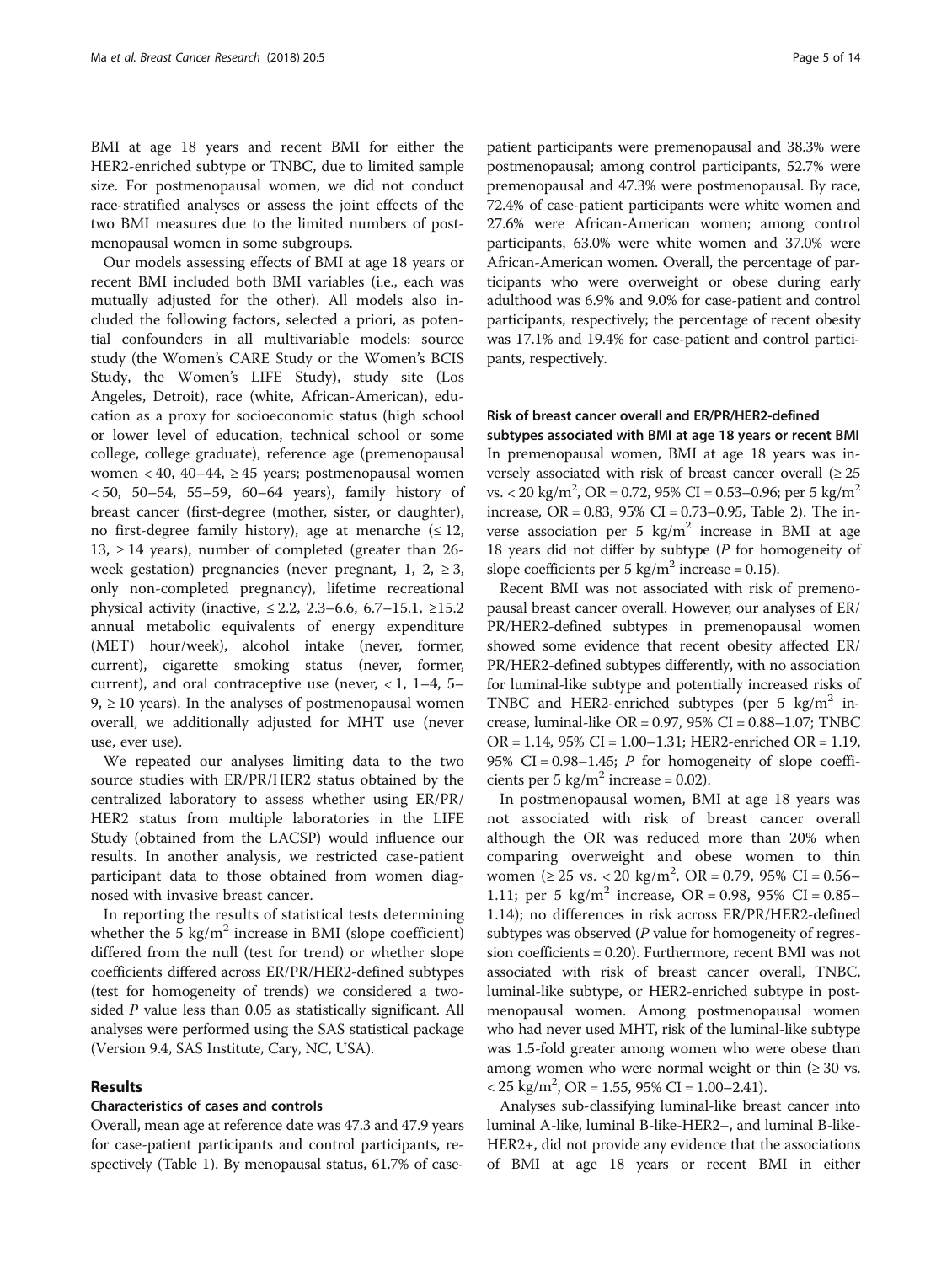BMI at age 18 years and recent BMI for either the HER2-enriched subtype or TNBC, due to limited sample size. For postmenopausal women, we did not conduct race-stratified analyses or assess the joint effects of the two BMI measures due to the limited numbers of postmenopausal women in some subgroups.

Our models assessing effects of BMI at age 18 years or recent BMI included both BMI variables (i.e., each was mutually adjusted for the other). All models also included the following factors, selected a priori, as potential confounders in all multivariable models: source study (the Women's CARE Study or the Women's BCIS Study, the Women's LIFE Study), study site (Los Angeles, Detroit), race (white, African-American), education as a proxy for socioeconomic status (high school or lower level of education, technical school or some college, college graduate), reference age (premenopausal women < 40, 40–44, ≥ 45 years; postmenopausal women < 50, 50–54, 55–59, 60–64 years), family history of breast cancer (first-degree (mother, sister, or daughter), no first-degree family history), age at menarche (≤ 12, 13, ≥ 14 years), number of completed (greater than 26-week gestation) pregnancies (never pregnant, 1, 2, ≥ 3, only non-completed pregnancy), lifetime recreational physical activity (inactive, ≤ 2.2, 2.3–6.6, 6.7–15.1, ≥15.2 annual metabolic equivalents of energy expenditure (MET) hour/week), alcohol intake (never, former, current), cigarette smoking status (never, former, current), and oral contraceptive use (never, < 1, 1–4, 5–9, ≥ 10 years). In the analyses of postmenopausal women overall, we additionally adjusted for MHT use (never use, ever use).

We repeated our analyses limiting data to the two source studies with ER/PR/HER2 status obtained by the centralized laboratory to assess whether using ER/PR/HER2 status from multiple laboratories in the LIFE Study (obtained from the LACSP) would influence our results. In another analysis, we restricted case-patient participant data to those obtained from women diagnosed with invasive breast cancer.

In reporting the results of statistical tests determining whether the 5 kg/m$^2$ increase in BMI (slope coefficient) differed from the null (test for trend) or whether slope coefficients differed across ER/PR/HER2-defined subtypes (test for homogeneity of trends) we considered a two-sided *P* value less than 0.05 as statistically significant. All analyses were performed using the SAS statistical package (Version 9.4, SAS Institute, Cary, NC, USA).

## Results

### Characteristics of cases and controls

Overall, mean age at reference date was 47.3 and 47.9 years for case-patient participants and control participants, respectively (Table 1). By menopausal status, 61.7% of case-patient participants were premenopausal and 38.3% were postmenopausal; among control participants, 52.7% were premenopausal and 47.3% were postmenopausal. By race, 72.4% of case-patient participants were white women and 27.6% were African-American women; among control participants, 63.0% were white women and 37.0% were African-American women. Overall, the percentage of participants who were overweight or obese during early adulthood was 6.9% and 9.0% for case-patient and control participants, respectively; the percentage of recent obesity was 17.1% and 19.4% for case-patient and control participants, respectively.

### Risk of breast cancer overall and ER/PR/HER2-defined subtypes associated with BMI at age 18 years or recent BMI

In premenopausal women, BMI at age 18 years was inversely associated with risk of breast cancer overall (≥ 25 vs. < 20 kg/m$^2$, OR = 0.72, 95% CI = 0.53–0.96; per 5 kg/m$^2$ increase, OR = 0.83, 95% CI = 0.73–0.95, Table 2). The inverse association per 5 kg/m$^2$ increase in BMI at age 18 years did not differ by subtype (*P* for homogeneity of slope coefficients per 5 kg/m$^2$ increase = 0.15).

Recent BMI was not associated with risk of premenopausal breast cancer overall. However, our analyses of ER/PR/HER2-defined subtypes in premenopausal women showed some evidence that recent obesity affected ER/PR/HER2-defined subtypes differently, with no association for luminal-like subtype and potentially increased risks of TNBC and HER2-enriched subtypes (per 5 kg/m$^2$ increase, luminal-like OR = 0.97, 95% CI = 0.88–1.07; TNBC OR = 1.14, 95% CI = 1.00–1.31; HER2-enriched OR = 1.19, 95% CI = 0.98–1.45; *P* for homogeneity of slope coefficients per 5 kg/m$^2$ increase = 0.02).

In postmenopausal women, BMI at age 18 years was not associated with risk of breast cancer overall although the OR was reduced more than 20% when comparing overweight and obese women to thin women (≥ 25 vs. < 20 kg/m$^2$, OR = 0.79, 95% CI = 0.56–1.11; per 5 kg/m$^2$ increase, OR = 0.98, 95% CI = 0.85–1.14); no differences in risk across ER/PR/HER2-defined subtypes was observed (*P* value for homogeneity of regression coefficients = 0.20). Furthermore, recent BMI was not associated with risk of breast cancer overall, TNBC, luminal-like subtype, or HER2-enriched subtype in postmenopausal women. Among postmenopausal women who had never used MHT, risk of the luminal-like subtype was 1.5-fold greater among women who were obese than among women who were normal weight or thin (≥ 30 vs. < 25 kg/m$^2$, OR = 1.55, 95% CI = 1.00–2.41).

Analyses sub-classifying luminal-like breast cancer into luminal A-like, luminal B-like-HER2–, and luminal B-like-HER2+, did not provide any evidence that the associations of BMI at age 18 years or recent BMI in either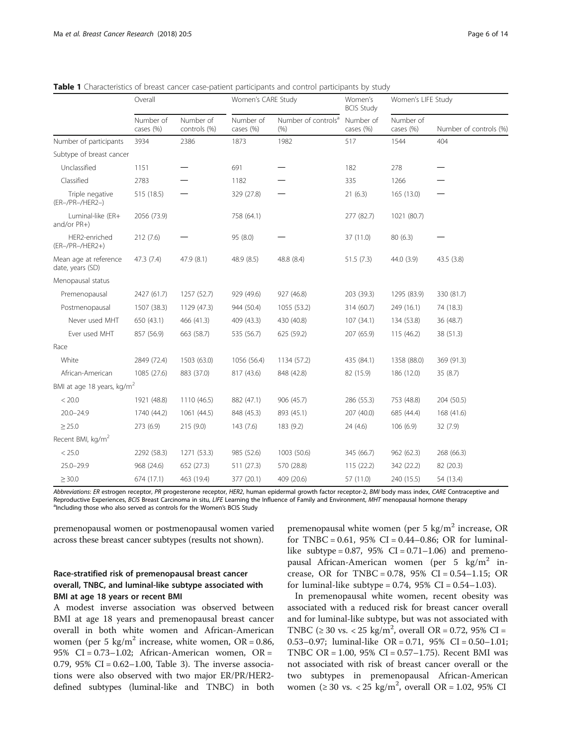**Table 1** Characteristics of breast cancer case-patient participants and control participants by study

| | Overall | | Women's CARE Study | | Women's BCIS Study | Women's LIFE Study | |
|---|---|---|---|---|---|---|---|
| | Number of cases (%) | Number of controls (%) | Number of cases (%) | Number of controls[a] (%) | Number of cases (%) | Number of cases (%) | Number of controls (%) |
| Number of participants | 3934 | 2386 | 1873 | 1982 | 517 | 1544 | 404 |
| Subtype of breast cancer | | | | | | | |
| Unclassified | 1151 | — | 691 | — | 182 | 278 | — |
| Classified | 2783 | — | 1182 | — | 335 | 1266 | — |
| Triple negative (ER–/PR–/HER2–) | 515 (18.5) | — | 329 (27.8) | — | 21 (6.3) | 165 (13.0) | — |
| Luminal-like (ER+ and/or PR+) | 2056 (73.9) | | 758 (64.1) | | 277 (82.7) | 1021 (80.7) | |
| HER2-enriched (ER–/PR–/HER2+) | 212 (7.6) | — | 95 (8.0) | — | 37 (11.0) | 80 (6.3) | — |
| Mean age at reference date, years (SD) | 47.3 (7.4) | 47.9 (8.1) | 48.9 (8.5) | 48.8 (8.4) | 51.5 (7.3) | 44.0 (3.9) | 43.5 (3.8) |
| Menopausal status | | | | | | | |
| Premenopausal | 2427 (61.7) | 1257 (52.7) | 929 (49.6) | 927 (46.8) | 203 (39.3) | 1295 (83.9) | 330 (81.7) |
| Postmenopausal | 1507 (38.3) | 1129 (47.3) | 944 (50.4) | 1055 (53.2) | 314 (60.7) | 249 (16.1) | 74 (18.3) |
| Never used MHT | 650 (43.1) | 466 (41.3) | 409 (43.3) | 430 (40.8) | 107 (34.1) | 134 (53.8) | 36 (48.7) |
| Ever used MHT | 857 (56.9) | 663 (58.7) | 535 (56.7) | 625 (59.2) | 207 (65.9) | 115 (46.2) | 38 (51.3) |
| Race | | | | | | | |
| White | 2849 (72.4) | 1503 (63.0) | 1056 (56.4) | 1134 (57.2) | 435 (84.1) | 1358 (88.0) | 369 (91.3) |
| African-American | 1085 (27.6) | 883 (37.0) | 817 (43.6) | 848 (42.8) | 82 (15.9) | 186 (12.0) | 35 (8.7) |
| BMI at age 18 years, kg/m$^2$ | | | | | | | |
| < 20.0 | 1921 (48.8) | 1110 (46.5) | 882 (47.1) | 906 (45.7) | 286 (55.3) | 753 (48.8) | 204 (50.5) |
| 20.0–24.9 | 1740 (44.2) | 1061 (44.5) | 848 (45.3) | 893 (45.1) | 207 (40.0) | 685 (44.4) | 168 (41.6) |
| ≥ 25.0 | 273 (6.9) | 215 (9.0) | 143 (7.6) | 183 (9.2) | 24 (4.6) | 106 (6.9) | 32 (7.9) |
| Recent BMI, kg/m$^2$ | | | | | | | |
| < 25.0 | 2292 (58.3) | 1271 (53.3) | 985 (52.6) | 1003 (50.6) | 345 (66.7) | 962 (62.3) | 268 (66.3) |
| 25.0–29.9 | 968 (24.6) | 652 (27.3) | 511 (27.3) | 570 (28.8) | 115 (22.2) | 342 (22.2) | 82 (20.3) |
| ≥ 30.0 | 674 (17.1) | 463 (19.4) | 377 (20.1) | 409 (20.6) | 57 (11.0) | 240 (15.5) | 54 (13.4) |

*Abbreviations*: *ER* estrogen receptor, *PR* progesterone receptor, *HER2*, human epidermal growth factor receptor-2, *BMI* body mass index, *CARE* Contraceptive and Reproductive Experiences, *BCIS* Breast Carcinoma in situ, *LIFE* Learning the Influence of Family and Environment, *MHT* menopausal hormone therapy
[a]Including those who also served as controls for the Women's BCIS Study

premenopausal women or postmenopausal women varied across these breast cancer subtypes (results not shown).

### Race-stratified risk of premenopausal breast cancer overall, TNBC, and luminal-like subtype associated with BMI at age 18 years or recent BMI

A modest inverse association was observed between BMI at age 18 years and premenopausal breast cancer overall in both white women and African-American women (per 5 kg/m$^2$ increase, white women, OR = 0.86, 95% CI = 0.73–1.02; African-American women, OR = 0.79, 95% CI = 0.62–1.00, Table 3). The inverse associations were also observed with two major ER/PR/HER2-defined subtypes (luminal-like and TNBC) in both premenopausal white women (per 5 kg/m$^2$ increase, OR for TNBC = 0.61, 95% CI = 0.44–0.86; OR for luminal-like subtype = 0.87, 95% CI = 0.71–1.06) and premenopausal African-American women (per 5 kg/m$^2$ increase, OR for TNBC = 0.78, 95% CI = 0.54–1.15; OR for luminal-like subtype = 0.74, 95% CI = 0.54–1.03).

In premenopausal white women, recent obesity was associated with a reduced risk for breast cancer overall and for luminal-like subtype, but was not associated with TNBC (≥ 30 vs. < 25 kg/m$^2$, overall OR = 0.72, 95% CI = 0.53–0.97; luminal-like OR = 0.71, 95% CI = 0.50–1.01; TNBC OR = 1.00, 95% CI = 0.57–1.75). Recent BMI was not associated with risk of breast cancer overall or the two subtypes in premenopausal African-American women (≥ 30 vs. < 25 kg/m$^2$, overall OR = 1.02, 95% CI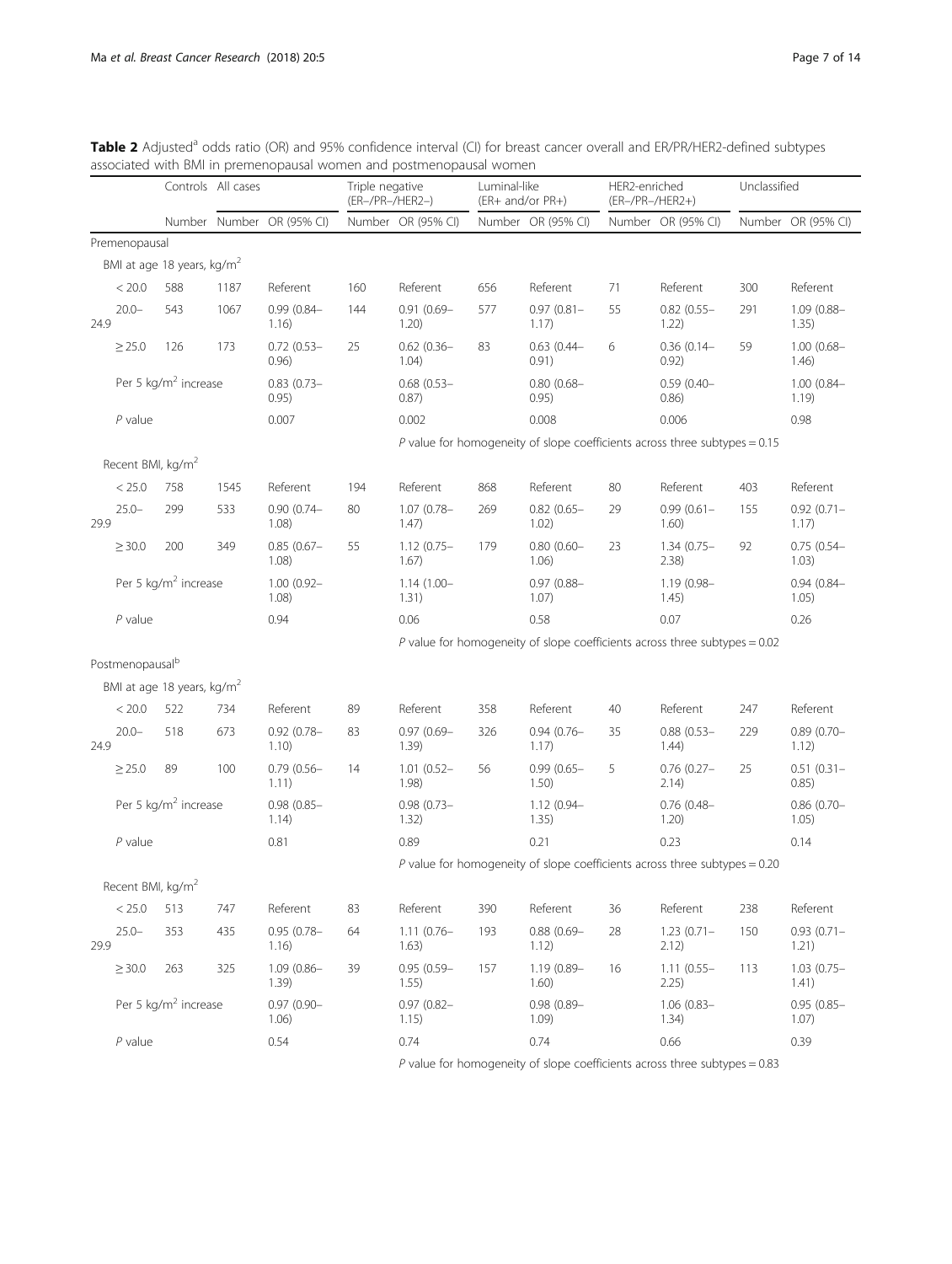**Table 2** Adjusted[a] odds ratio (OR) and 95% confidence interval (CI) for breast cancer overall and ER/PR/HER2-defined subtypes associated with BMI in premenopausal women and postmenopausal women

| | Controls | All cases | | Triple negative (ER−/PR−/HER2−) | | Luminal-like (ER+ and/or PR+) | | HER2-enriched (ER−/PR−/HER2+) | | Unclassified | |
|---|---|---|---|---|---|---|---|---|---|---|---|
| | Number | Number | OR (95% CI) | Number | OR (95% CI) | Number | OR (95% CI) | Number | OR (95% CI) | Number | OR (95% CI) |
| Premenopausal | | | | | | | | | | | |
| BMI at age 18 years, kg/m$^2$ | | | | | | | | | | | |
| < 20.0 | 588 | 1187 | Referent | 160 | Referent | 656 | Referent | 71 | Referent | 300 | Referent |
| 20.0–24.9 | 543 | 1067 | 0.99 (0.84–1.16) | 144 | 0.91 (0.69–1.20) | 577 | 0.97 (0.81–1.17) | 55 | 0.82 (0.55–1.22) | 291 | 1.09 (0.88–1.35) |
| ≥ 25.0 | 126 | 173 | 0.72 (0.53–0.96) | 25 | 0.62 (0.36–1.04) | 83 | 0.63 (0.44–0.91) | 6 | 0.36 (0.14–0.92) | 59 | 1.00 (0.68–1.46) |
| Per 5 kg/m$^2$ increase | | | 0.83 (0.73–0.95) | | 0.68 (0.53–0.87) | | 0.80 (0.68–0.95) | | 0.59 (0.40–0.86) | | 1.00 (0.84–1.19) |
| *P* value | | | 0.007 | | 0.002 | | 0.008 | | 0.006 | | 0.98 |
| | | | | | *P* value for homogeneity of slope coefficients across three subtypes = 0.15 | | | | | | |
| Recent BMI, kg/m$^2$ | | | | | | | | | | | |
| < 25.0 | 758 | 1545 | Referent | 194 | Referent | 868 | Referent | 80 | Referent | 403 | Referent |
| 25.0–29.9 | 299 | 533 | 0.90 (0.74–1.08) | 80 | 1.07 (0.78–1.47) | 269 | 0.82 (0.65–1.02) | 29 | 0.99 (0.61–1.60) | 155 | 0.92 (0.71–1.17) |
| ≥ 30.0 | 200 | 349 | 0.85 (0.67–1.08) | 55 | 1.12 (0.75–1.67) | 179 | 0.80 (0.60–1.06) | 23 | 1.34 (0.75–2.38) | 92 | 0.75 (0.54–1.03) |
| Per 5 kg/m$^2$ increase | | | 1.00 (0.92–1.08) | | 1.14 (1.00–1.31) | | 0.97 (0.88–1.07) | | 1.19 (0.98–1.45) | | 0.94 (0.84–1.05) |
| *P* value | | | 0.94 | | 0.06 | | 0.58 | | 0.07 | | 0.26 |
| | | | | | *P* value for homogeneity of slope coefficients across three subtypes = 0.02 | | | | | | |
| Postmenopausal[b] | | | | | | | | | | | |
| BMI at age 18 years, kg/m$^2$ | | | | | | | | | | | |
| < 20.0 | 522 | 734 | Referent | 89 | Referent | 358 | Referent | 40 | Referent | 247 | Referent |
| 20.0–24.9 | 518 | 673 | 0.92 (0.78–1.10) | 83 | 0.97 (0.69–1.39) | 326 | 0.94 (0.76–1.17) | 35 | 0.88 (0.53–1.44) | 229 | 0.89 (0.70–1.12) |
| ≥ 25.0 | 89 | 100 | 0.79 (0.56–1.11) | 14 | 1.01 (0.52–1.98) | 56 | 0.99 (0.65–1.50) | 5 | 0.76 (0.27–2.14) | 25 | 0.51 (0.31–0.85) |
| Per 5 kg/m$^2$ increase | | | 0.98 (0.85–1.14) | | 0.98 (0.73–1.32) | | 1.12 (0.94–1.35) | | 0.76 (0.48–1.20) | | 0.86 (0.70–1.05) |
| *P* value | | | 0.81 | | 0.89 | | 0.21 | | 0.23 | | 0.14 |
| | | | | | *P* value for homogeneity of slope coefficients across three subtypes = 0.20 | | | | | | |
| Recent BMI, kg/m$^2$ | | | | | | | | | | | |
| < 25.0 | 513 | 747 | Referent | 83 | Referent | 390 | Referent | 36 | Referent | 238 | Referent |
| 25.0–29.9 | 353 | 435 | 0.95 (0.78–1.16) | 64 | 1.11 (0.76–1.63) | 193 | 0.88 (0.69–1.12) | 28 | 1.23 (0.71–2.12) | 150 | 0.93 (0.71–1.21) |
| ≥ 30.0 | 263 | 325 | 1.09 (0.86–1.39) | 39 | 0.95 (0.59–1.55) | 157 | 1.19 (0.89–1.60) | 16 | 1.11 (0.55–2.25) | 113 | 1.03 (0.75–1.41) |
| Per 5 kg/m$^2$ increase | | | 0.97 (0.90–1.06) | | 0.97 (0.82–1.15) | | 0.98 (0.89–1.09) | | 1.06 (0.83–1.34) | | 0.95 (0.85–1.07) |
| *P* value | | | 0.54 | | 0.74 | | 0.74 | | 0.66 | | 0.39 |
| | | | | | *P* value for homogeneity of slope coefficients across three subtypes = 0.83 | | | | | | |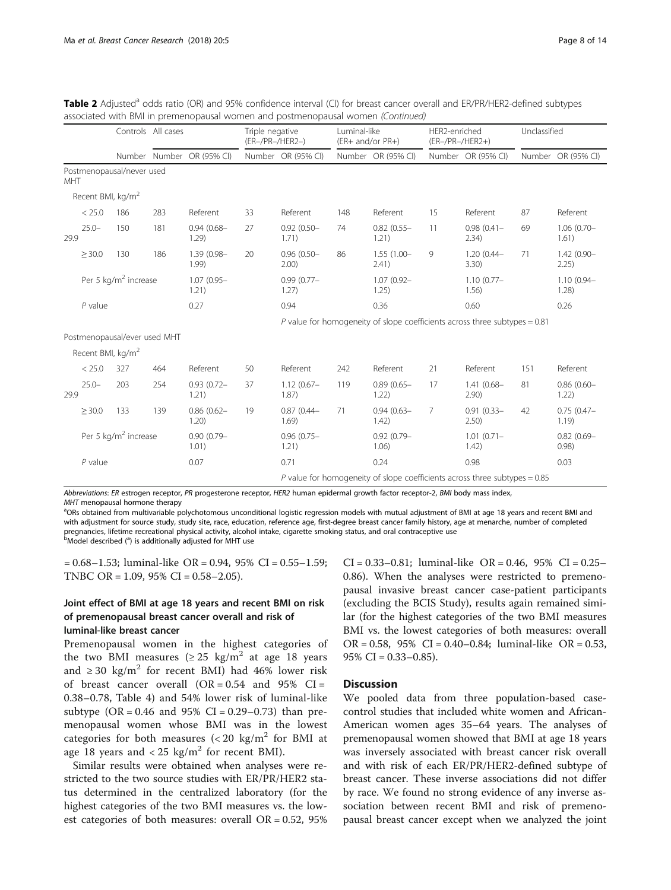**Table 2** Adjusted[a] odds ratio (OR) and 95% confidence interval (CI) for breast cancer overall and ER/PR/HER2-defined subtypes associated with BMI in premenopausal women and postmenopausal women *(Continued)*

| | Controls | All cases | | Triple negative (ER−/PR−/HER2−) | | Luminal-like (ER+ and/or PR+) | | HER2-enriched (ER−/PR−/HER2+) | | Unclassified | |
|---|---|---|---|---|---|---|---|---|---|---|---|
| | Number | Number | OR (95% CI) | Number | OR (95% CI) | Number | OR (95% CI) | Number | OR (95% CI) | Number | OR (95% CI) |
| Postmenopausal/never used MHT | | | | | | | | | | | |
| Recent BMI, kg/m$^2$ | | | | | | | | | | | |
| < 25.0 | 186 | 283 | Referent | 33 | Referent | 148 | Referent | 15 | Referent | 87 | Referent |
| 25.0–29.9 | 150 | 181 | 0.94 (0.68–1.29) | 27 | 0.92 (0.50–1.71) | 74 | 0.82 (0.55–1.21) | 11 | 0.98 (0.41–2.34) | 69 | 1.06 (0.70–1.61) |
| ≥ 30.0 | 130 | 186 | 1.39 (0.98–1.99) | 20 | 0.96 (0.50–2.00) | 86 | 1.55 (1.00–2.41) | 9 | 1.20 (0.44–3.30) | 71 | 1.42 (0.90–2.25) |
| Per 5 kg/m$^2$ increase | | | 1.07 (0.95–1.21) | | 0.99 (0.77–1.27) | | 1.07 (0.92–1.25) | | 1.10 (0.77–1.56) | | 1.10 (0.94–1.28) |
| *P* value | | | 0.27 | | 0.94 | | 0.36 | | 0.60 | | 0.26 |
| | | | | | | *P* value for homogeneity of slope coefficients across three subtypes = 0.81 | | | | | |
| Postmenopausal/ever used MHT | | | | | | | | | | | |
| Recent BMI, kg/m$^2$ | | | | | | | | | | | |
| < 25.0 | 327 | 464 | Referent | 50 | Referent | 242 | Referent | 21 | Referent | 151 | Referent |
| 25.0–29.9 | 203 | 254 | 0.93 (0.72–1.21) | 37 | 1.12 (0.67–1.87) | 119 | 0.89 (0.65–1.22) | 17 | 1.41 (0.68–2.90) | 81 | 0.86 (0.60–1.22) |
| ≥ 30.0 | 133 | 139 | 0.86 (0.62–1.20) | 19 | 0.87 (0.44–1.69) | 71 | 0.94 (0.63–1.42) | 7 | 0.91 (0.33–2.50) | 42 | 0.75 (0.47–1.19) |
| Per 5 kg/m$^2$ increase | | | 0.90 (0.79–1.01) | | 0.96 (0.75–1.21) | | 0.92 (0.79–1.06) | | 1.01 (0.71–1.42) | | 0.82 (0.69–0.98) |
| *P* value | | | 0.07 | | 0.71 | | 0.24 | | 0.98 | | 0.03 |
| | | | | | | *P* value for homogeneity of slope coefficients across three subtypes = 0.85 | | | | | |

*Abbreviations*: *ER* estrogen receptor, *PR* progesterone receptor, *HER2* human epidermal growth factor receptor-2, *BMI* body mass index, *MHT* menopausal hormone therapy

[a]ORs obtained from multivariable polychotomous unconditional logistic regression models with mutual adjustment of BMI at age 18 years and recent BMI and with adjustment for source study, study site, race, education, reference age, first-degree breast cancer family history, age at menarche, number of completed pregnancies, lifetime recreational physical activity, alcohol intake, cigarette smoking status, and oral contraceptive use

[b]Model described ([a]) is additionally adjusted for MHT use

= 0.68–1.53; luminal-like OR = 0.94, 95% CI = 0.55–1.59; TNBC OR = 1.09, 95% CI = 0.58–2.05).

### Joint effect of BMI at age 18 years and recent BMI on risk of premenopausal breast cancer overall and risk of luminal-like breast cancer

Premenopausal women in the highest categories of the two BMI measures (≥ 25 kg/m$^2$ at age 18 years and ≥ 30 kg/m$^2$ for recent BMI) had 46% lower risk of breast cancer overall (OR = 0.54 and 95% CI = 0.38–0.78, Table 4) and 54% lower risk of luminal-like subtype (OR = 0.46 and 95% CI = 0.29–0.73) than premenopausal women whose BMI was in the lowest categories for both measures (< 20 kg/m$^2$ for BMI at age 18 years and < 25 kg/m$^2$ for recent BMI).

Similar results were obtained when analyses were restricted to the two source studies with ER/PR/HER2 status determined in the centralized laboratory (for the highest categories of the two BMI measures vs. the lowest categories of both measures: overall OR = 0.52, 95% CI = 0.33–0.81; luminal-like OR = 0.46, 95% CI = 0.25–0.86). When the analyses were restricted to premenopausal invasive breast cancer case-patient participants (excluding the BCIS Study), results again remained similar (for the highest categories of the two BMI measures BMI vs. the lowest categories of both measures: overall OR = 0.58, 95% CI = 0.40–0.84; luminal-like OR = 0.53, 95% CI = 0.33–0.85).

## Discussion

We pooled data from three population-based case-control studies that included white women and African-American women ages 35–64 years. The analyses of premenopausal women showed that BMI at age 18 years was inversely associated with breast cancer risk overall and with risk of each ER/PR/HER2-defined subtype of breast cancer. These inverse associations did not differ by race. We found no strong evidence of any inverse association between recent BMI and risk of premenopausal breast cancer except when we analyzed the joint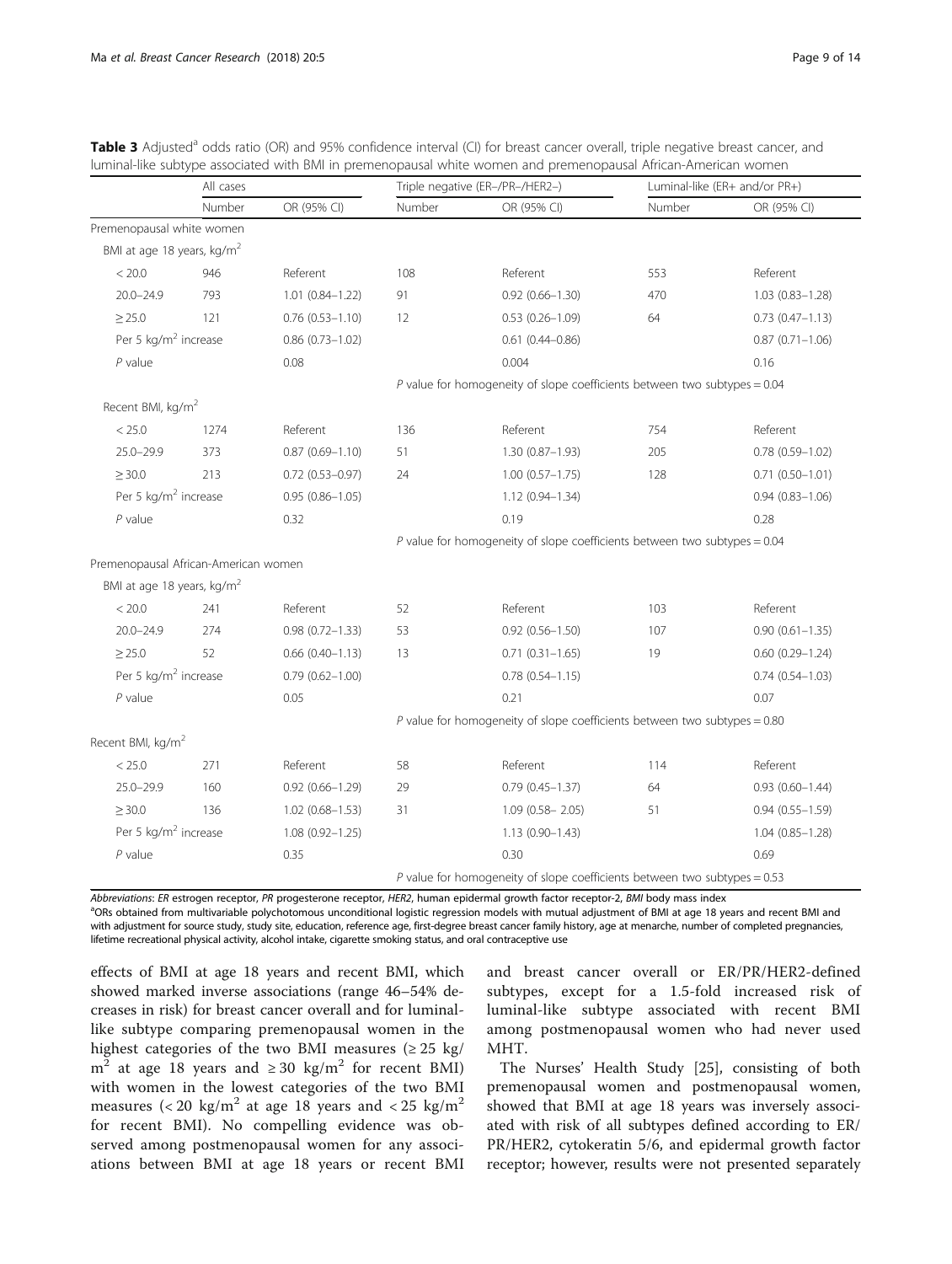**Table 3** Adjusted[a] odds ratio (OR) and 95% confidence interval (CI) for breast cancer overall, triple negative breast cancer, and luminal-like subtype associated with BMI in premenopausal white women and premenopausal African-American women

| | All cases | | Triple negative (ER–/PR–/HER2–) | | Luminal-like (ER+ and/or PR+) | |
|---|---|---|---|---|---|---|
| | Number | OR (95% CI) | Number | OR (95% CI) | Number | OR (95% CI) |
| Premenopausal white women | | | | | | |
| BMI at age 18 years, kg/m$^2$ | | | | | | |
| < 20.0 | 946 | Referent | 108 | Referent | 553 | Referent |
| 20.0–24.9 | 793 | 1.01 (0.84–1.22) | 91 | 0.92 (0.66–1.30) | 470 | 1.03 (0.83–1.28) |
| ≥ 25.0 | 121 | 0.76 (0.53–1.10) | 12 | 0.53 (0.26–1.09) | 64 | 0.73 (0.47–1.13) |
| Per 5 kg/m$^2$ increase | | 0.86 (0.73–1.02) | | 0.61 (0.44–0.86) | | 0.87 (0.71–1.06) |
| *P* value | | 0.08 | | 0.004 | | 0.16 |
| | | | *P* value for homogeneity of slope coefficients between two subtypes = 0.04 | | | |
| Recent BMI, kg/m$^2$ | | | | | | |
| < 25.0 | 1274 | Referent | 136 | Referent | 754 | Referent |
| 25.0–29.9 | 373 | 0.87 (0.69–1.10) | 51 | 1.30 (0.87–1.93) | 205 | 0.78 (0.59–1.02) |
| ≥ 30.0 | 213 | 0.72 (0.53–0.97) | 24 | 1.00 (0.57–1.75) | 128 | 0.71 (0.50–1.01) |
| Per 5 kg/m$^2$ increase | | 0.95 (0.86–1.05) | | 1.12 (0.94–1.34) | | 0.94 (0.83–1.06) |
| *P* value | | 0.32 | | 0.19 | | 0.28 |
| | | | *P* value for homogeneity of slope coefficients between two subtypes = 0.04 | | | |
| Premenopausal African-American women | | | | | | |
| BMI at age 18 years, kg/m$^2$ | | | | | | |
| < 20.0 | 241 | Referent | 52 | Referent | 103 | Referent |
| 20.0–24.9 | 274 | 0.98 (0.72–1.33) | 53 | 0.92 (0.56–1.50) | 107 | 0.90 (0.61–1.35) |
| ≥ 25.0 | 52 | 0.66 (0.40–1.13) | 13 | 0.71 (0.31–1.65) | 19 | 0.60 (0.29–1.24) |
| Per 5 kg/m$^2$ increase | | 0.79 (0.62–1.00) | | 0.78 (0.54–1.15) | | 0.74 (0.54–1.03) |
| *P* value | | 0.05 | | 0.21 | | 0.07 |
| | | | *P* value for homogeneity of slope coefficients between two subtypes = 0.80 | | | |
| Recent BMI, kg/m$^2$ | | | | | | |
| < 25.0 | 271 | Referent | 58 | Referent | 114 | Referent |
| 25.0–29.9 | 160 | 0.92 (0.66–1.29) | 29 | 0.79 (0.45–1.37) | 64 | 0.93 (0.60–1.44) |
| ≥ 30.0 | 136 | 1.02 (0.68–1.53) | 31 | 1.09 (0.58– 2.05) | 51 | 0.94 (0.55–1.59) |
| Per 5 kg/m$^2$ increase | | 1.08 (0.92–1.25) | | 1.13 (0.90–1.43) | | 1.04 (0.85–1.28) |
| *P* value | | 0.35 | | 0.30 | | 0.69 |
| | | | *P* value for homogeneity of slope coefficients between two subtypes = 0.53 | | | |

*Abbreviations*: *ER* estrogen receptor, *PR* progesterone receptor, *HER2*, human epidermal growth factor receptor-2, *BMI* body mass index

[a]ORs obtained from multivariable polychotomous unconditional logistic regression models with mutual adjustment of BMI at age 18 years and recent BMI and with adjustment for source study, study site, education, reference age, first-degree breast cancer family history, age at menarche, number of completed pregnancies, lifetime recreational physical activity, alcohol intake, cigarette smoking status, and oral contraceptive use

effects of BMI at age 18 years and recent BMI, which showed marked inverse associations (range 46–54% decreases in risk) for breast cancer overall and for luminal-like subtype comparing premenopausal women in the highest categories of the two BMI measures (≥ 25 kg/m$^2$ at age 18 years and ≥ 30 kg/m$^2$ for recent BMI) with women in the lowest categories of the two BMI measures (< 20 kg/m$^2$ at age 18 years and < 25 kg/m$^2$ for recent BMI). No compelling evidence was observed among postmenopausal women for any associations between BMI at age 18 years or recent BMI and breast cancer overall or ER/PR/HER2-defined subtypes, except for a 1.5-fold increased risk of luminal-like subtype associated with recent BMI among postmenopausal women who had never used MHT.

The Nurses' Health Study [25], consisting of both premenopausal women and postmenopausal women, showed that BMI at age 18 years was inversely associated with risk of all subtypes defined according to ER/PR/HER2, cytokeratin 5/6, and epidermal growth factor receptor; however, results were not presented separately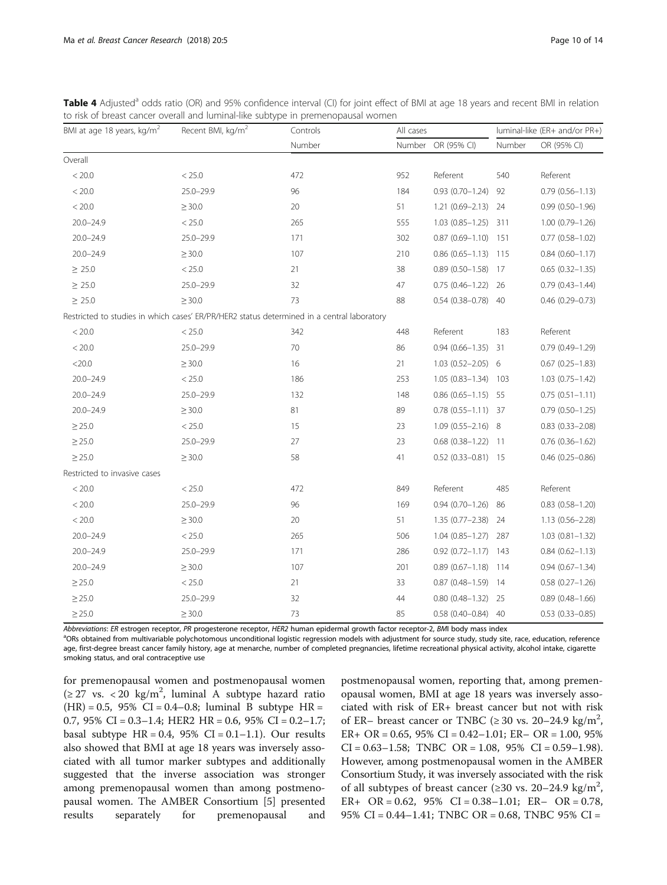**Table 4** Adjusted[a] odds ratio (OR) and 95% confidence interval (CI) for joint effect of BMI at age 18 years and recent BMI in relation to risk of breast cancer overall and luminal-like subtype in premenopausal women

| BMI at age 18 years, kg/m$^2$ | Recent BMI, kg/m$^2$ | Controls | All cases | | luminal-like (ER+ and/or PR+) | |
|---|---|---|---|---|---|---|
| | | Number | Number | OR (95% CI) | Number | OR (95% CI) |
| Overall | | | | | | |
| < 20.0 | < 25.0 | 472 | 952 | Referent | 540 | Referent |
| < 20.0 | 25.0–29.9 | 96 | 184 | 0.93 (0.70–1.24) | 92 | 0.79 (0.56–1.13) |
| < 20.0 | ≥ 30.0 | 20 | 51 | 1.21 (0.69–2.13) | 24 | 0.99 (0.50–1.96) |
| 20.0–24.9 | < 25.0 | 265 | 555 | 1.03 (0.85–1.25) | 311 | 1.00 (0.79–1.26) |
| 20.0–24.9 | 25.0–29.9 | 171 | 302 | 0.87 (0.69–1.10) | 151 | 0.77 (0.58–1.02) |
| 20.0–24.9 | ≥ 30.0 | 107 | 210 | 0.86 (0.65–1.13) | 115 | 0.84 (0.60–1.17) |
| ≥ 25.0 | < 25.0 | 21 | 38 | 0.89 (0.50–1.58) | 17 | 0.65 (0.32–1.35) |
| ≥ 25.0 | 25.0–29.9 | 32 | 47 | 0.75 (0.46–1.22) | 26 | 0.79 (0.43–1.44) |
| ≥ 25.0 | ≥ 30.0 | 73 | 88 | 0.54 (0.38–0.78) | 40 | 0.46 (0.29–0.73) |
| Restricted to studies in which cases' ER/PR/HER2 status determined in a central laboratory | | | | | | |
| < 20.0 | < 25.0 | 342 | 448 | Referent | 183 | Referent |
| < 20.0 | 25.0–29.9 | 70 | 86 | 0.94 (0.66–1.35) | 31 | 0.79 (0.49–1.29) |
| <20.0 | ≥ 30.0 | 16 | 21 | 1.03 (0.52–2.05) | 6 | 0.67 (0.25–1.83) |
| 20.0–24.9 | < 25.0 | 186 | 253 | 1.05 (0.83–1.34) | 103 | 1.03 (0.75–1.42) |
| 20.0–24.9 | 25.0–29.9 | 132 | 148 | 0.86 (0.65–1.15) | 55 | 0.75 (0.51–1.11) |
| 20.0–24.9 | ≥ 30.0 | 81 | 89 | 0.78 (0.55–1.11) | 37 | 0.79 (0.50–1.25) |
| ≥ 25.0 | < 25.0 | 15 | 23 | 1.09 (0.55–2.16) | 8 | 0.83 (0.33–2.08) |
| ≥ 25.0 | 25.0–29.9 | 27 | 23 | 0.68 (0.38–1.22) | 11 | 0.76 (0.36–1.62) |
| ≥ 25.0 | ≥ 30.0 | 58 | 41 | 0.52 (0.33–0.81) | 15 | 0.46 (0.25–0.86) |
| Restricted to invasive cases | | | | | | |
| < 20.0 | < 25.0 | 472 | 849 | Referent | 485 | Referent |
| < 20.0 | 25.0–29.9 | 96 | 169 | 0.94 (0.70–1.26) | 86 | 0.83 (0.58–1.20) |
| < 20.0 | ≥ 30.0 | 20 | 51 | 1.35 (0.77–2.38) | 24 | 1.13 (0.56–2.28) |
| 20.0–24.9 | < 25.0 | 265 | 506 | 1.04 (0.85–1.27) | 287 | 1.03 (0.81–1.32) |
| 20.0–24.9 | 25.0–29.9 | 171 | 286 | 0.92 (0.72–1.17) | 143 | 0.84 (0.62–1.13) |
| 20.0–24.9 | ≥ 30.0 | 107 | 201 | 0.89 (0.67–1.18) | 114 | 0.94 (0.67–1.34) |
| ≥ 25.0 | < 25.0 | 21 | 33 | 0.87 (0.48–1.59) | 14 | 0.58 (0.27–1.26) |
| ≥ 25.0 | 25.0–29.9 | 32 | 44 | 0.80 (0.48–1.32) | 25 | 0.89 (0.48–1.66) |
| ≥ 25.0 | ≥ 30.0 | 73 | 85 | 0.58 (0.40–0.84) | 40 | 0.53 (0.33–0.85) |

*Abbreviations*: *ER* estrogen receptor, *PR* progesterone receptor, *HER2* human epidermal growth factor receptor-2, *BMI* body mass index

[a]ORs obtained from multivariable polychotomous unconditional logistic regression models with adjustment for source study, study site, race, education, reference age, first-degree breast cancer family history, age at menarche, number of completed pregnancies, lifetime recreational physical activity, alcohol intake, cigarette smoking status, and oral contraceptive use

for premenopausal women and postmenopausal women (≥ 27 vs. < 20 kg/m$^2$, luminal A subtype hazard ratio (HR) = 0.5, 95% CI = 0.4–0.8; luminal B subtype HR = 0.7, 95% CI = 0.3–1.4; HER2 HR = 0.6, 95% CI = 0.2–1.7; basal subtype HR = 0.4, 95% CI = 0.1–1.1). Our results also showed that BMI at age 18 years was inversely associated with all tumor marker subtypes and additionally suggested that the inverse association was stronger among premenopausal women than among postmenopausal women. The AMBER Consortium [5] presented results separately for premenopausal and postmenopausal women, reporting that, among premenopausal women, BMI at age 18 years was inversely associated with risk of ER+ breast cancer but not with risk of ER– breast cancer or TNBC (≥ 30 vs. 20–24.9 kg/m$^2$, ER+ OR = 0.65, 95% CI = 0.42–1.01; ER– OR = 1.00, 95% CI = 0.63–1.58; TNBC OR = 1.08, 95% CI = 0.59–1.98). However, among postmenopausal women in the AMBER Consortium Study, it was inversely associated with the risk of all subtypes of breast cancer (≥30 vs. 20–24.9 kg/m$^2$, ER+ OR = 0.62, 95% CI = 0.38–1.01; ER– OR = 0.78, 95% CI = 0.44–1.41; TNBC OR = 0.68, TNBC 95% CI =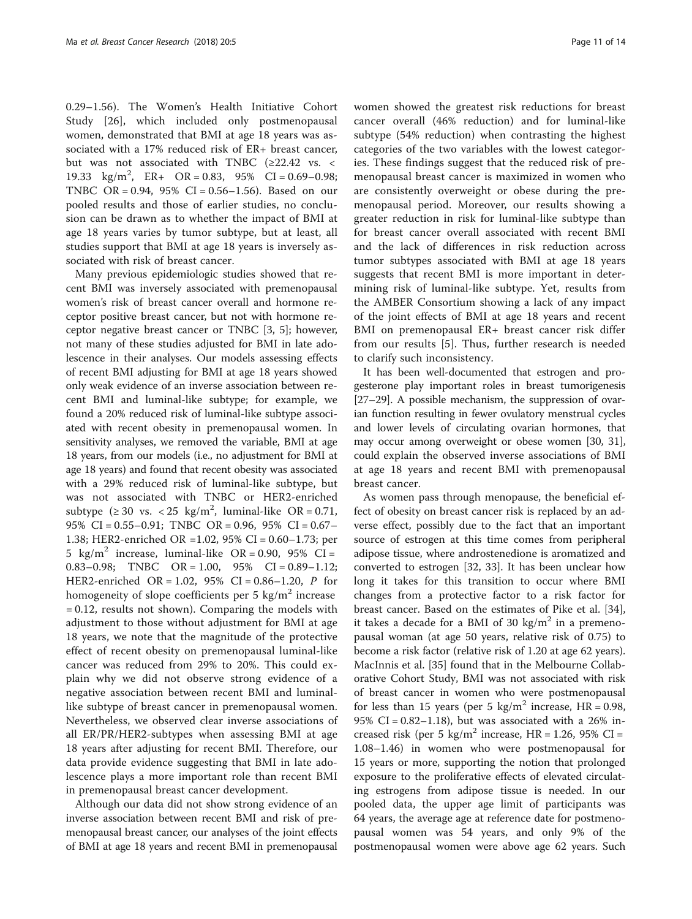0.29–1.56). The Women's Health Initiative Cohort Study [26], which included only postmenopausal women, demonstrated that BMI at age 18 years was associated with a 17% reduced risk of ER+ breast cancer, but was not associated with TNBC (≥22.42 vs. < 19.33 kg/m$^2$, ER+ OR = 0.83, 95% CI = 0.69–0.98; TNBC OR = 0.94, 95% CI = 0.56–1.56). Based on our pooled results and those of earlier studies, no conclusion can be drawn as to whether the impact of BMI at age 18 years varies by tumor subtype, but at least, all studies support that BMI at age 18 years is inversely associated with risk of breast cancer.

Many previous epidemiologic studies showed that recent BMI was inversely associated with premenopausal women's risk of breast cancer overall and hormone receptor positive breast cancer, but not with hormone receptor negative breast cancer or TNBC [3, 5]; however, not many of these studies adjusted for BMI in late adolescence in their analyses. Our models assessing effects of recent BMI adjusting for BMI at age 18 years showed only weak evidence of an inverse association between recent BMI and luminal-like subtype; for example, we found a 20% reduced risk of luminal-like subtype associated with recent obesity in premenopausal women. In sensitivity analyses, we removed the variable, BMI at age 18 years, from our models (i.e., no adjustment for BMI at age 18 years) and found that recent obesity was associated with a 29% reduced risk of luminal-like subtype, but was not associated with TNBC or HER2-enriched subtype (≥ 30 vs. < 25 kg/m$^2$, luminal-like OR = 0.71, 95% CI = 0.55–0.91; TNBC OR = 0.96, 95% CI = 0.67–1.38; HER2-enriched OR =1.02, 95% CI = 0.60–1.73; per 5 kg/m$^2$ increase, luminal-like OR = 0.90, 95% CI = 0.83–0.98; TNBC OR = 1.00, 95% CI = 0.89–1.12; HER2-enriched OR = 1.02, 95% CI = 0.86–1.20, *P* for homogeneity of slope coefficients per 5 kg/m$^2$ increase = 0.12, results not shown). Comparing the models with adjustment to those without adjustment for BMI at age 18 years, we note that the magnitude of the protective effect of recent obesity on premenopausal luminal-like cancer was reduced from 29% to 20%. This could explain why we did not observe strong evidence of a negative association between recent BMI and luminal-like subtype of breast cancer in premenopausal women. Nevertheless, we observed clear inverse associations of all ER/PR/HER2-subtypes when assessing BMI at age 18 years after adjusting for recent BMI. Therefore, our data provide evidence suggesting that BMI in late adolescence plays a more important role than recent BMI in premenopausal breast cancer development.

Although our data did not show strong evidence of an inverse association between recent BMI and risk of premenopausal breast cancer, our analyses of the joint effects of BMI at age 18 years and recent BMI in premenopausal women showed the greatest risk reductions for breast cancer overall (46% reduction) and for luminal-like subtype (54% reduction) when contrasting the highest categories of the two variables with the lowest categories. These findings suggest that the reduced risk of premenopausal breast cancer is maximized in women who are consistently overweight or obese during the premenopausal period. Moreover, our results showing a greater reduction in risk for luminal-like subtype than for breast cancer overall associated with recent BMI and the lack of differences in risk reduction across tumor subtypes associated with BMI at age 18 years suggests that recent BMI is more important in determining risk of luminal-like subtype. Yet, results from the AMBER Consortium showing a lack of any impact of the joint effects of BMI at age 18 years and recent BMI on premenopausal ER+ breast cancer risk differ from our results [5]. Thus, further research is needed to clarify such inconsistency.

It has been well-documented that estrogen and progesterone play important roles in breast tumorigenesis [27–29]. A possible mechanism, the suppression of ovarian function resulting in fewer ovulatory menstrual cycles and lower levels of circulating ovarian hormones, that may occur among overweight or obese women [30, 31], could explain the observed inverse associations of BMI at age 18 years and recent BMI with premenopausal breast cancer.

As women pass through menopause, the beneficial effect of obesity on breast cancer risk is replaced by an adverse effect, possibly due to the fact that an important source of estrogen at this time comes from peripheral adipose tissue, where androstenedione is aromatized and converted to estrogen [32, 33]. It has been unclear how long it takes for this transition to occur where BMI changes from a protective factor to a risk factor for breast cancer. Based on the estimates of Pike et al. [34], it takes a decade for a BMI of 30 kg/m$^2$ in a premenopausal woman (at age 50 years, relative risk of 0.75) to become a risk factor (relative risk of 1.20 at age 62 years). MacInnis et al. [35] found that in the Melbourne Collaborative Cohort Study, BMI was not associated with risk of breast cancer in women who were postmenopausal for less than 15 years (per 5 kg/m$^2$ increase, HR = 0.98, 95% CI = 0.82–1.18), but was associated with a 26% increased risk (per 5 kg/m$^2$ increase, HR = 1.26, 95% CI = 1.08–1.46) in women who were postmenopausal for 15 years or more, supporting the notion that prolonged exposure to the proliferative effects of elevated circulating estrogens from adipose tissue is needed. In our pooled data, the upper age limit of participants was 64 years, the average age at reference date for postmenopausal women was 54 years, and only 9% of the postmenopausal women were above age 62 years. Such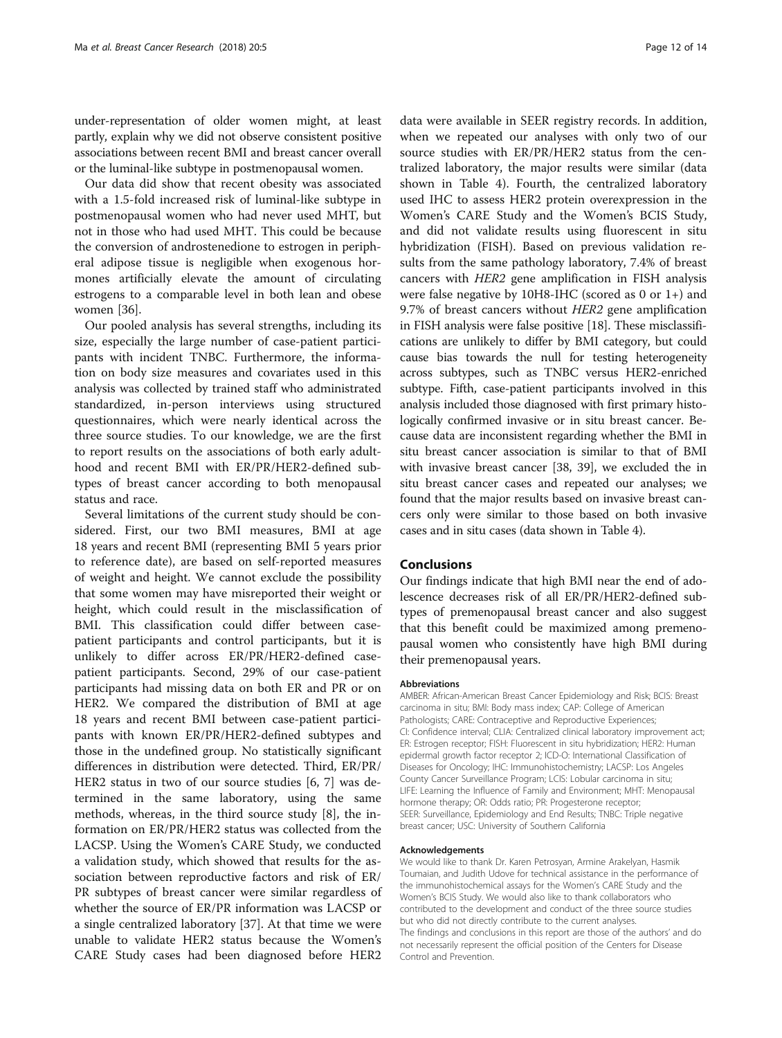under-representation of older women might, at least partly, explain why we did not observe consistent positive associations between recent BMI and breast cancer overall or the luminal-like subtype in postmenopausal women.

Our data did show that recent obesity was associated with a 1.5-fold increased risk of luminal-like subtype in postmenopausal women who had never used MHT, but not in those who had used MHT. This could be because the conversion of androstenedione to estrogen in peripheral adipose tissue is negligible when exogenous hormones artificially elevate the amount of circulating estrogens to a comparable level in both lean and obese women [36].

Our pooled analysis has several strengths, including its size, especially the large number of case-patient participants with incident TNBC. Furthermore, the information on body size measures and covariates used in this analysis was collected by trained staff who administrated standardized, in-person interviews using structured questionnaires, which were nearly identical across the three source studies. To our knowledge, we are the first to report results on the associations of both early adulthood and recent BMI with ER/PR/HER2-defined subtypes of breast cancer according to both menopausal status and race.

Several limitations of the current study should be considered. First, our two BMI measures, BMI at age 18 years and recent BMI (representing BMI 5 years prior to reference date), are based on self-reported measures of weight and height. We cannot exclude the possibility that some women may have misreported their weight or height, which could result in the misclassification of BMI. This classification could differ between case-patient participants and control participants, but it is unlikely to differ across ER/PR/HER2-defined case-patient participants. Second, 29% of our case-patient participants had missing data on both ER and PR or on HER2. We compared the distribution of BMI at age 18 years and recent BMI between case-patient participants with known ER/PR/HER2-defined subtypes and those in the undefined group. No statistically significant differences in distribution were detected. Third, ER/PR/HER2 status in two of our source studies [6, 7] was determined in the same laboratory, using the same methods, whereas, in the third source study [8], the information on ER/PR/HER2 status was collected from the LACSP. Using the Women's CARE Study, we conducted a validation study, which showed that results for the association between reproductive factors and risk of ER/PR subtypes of breast cancer were similar regardless of whether the source of ER/PR information was LACSP or a single centralized laboratory [37]. At that time we were unable to validate HER2 status because the Women's CARE Study cases had been diagnosed before HER2 data were available in SEER registry records. In addition, when we repeated our analyses with only two of our source studies with ER/PR/HER2 status from the centralized laboratory, the major results were similar (data shown in Table 4). Fourth, the centralized laboratory used IHC to assess HER2 protein overexpression in the Women's CARE Study and the Women's BCIS Study, and did not validate results using fluorescent in situ hybridization (FISH). Based on previous validation results from the same pathology laboratory, 7.4% of breast cancers with *HER2* gene amplification in FISH analysis were false negative by 10H8-IHC (scored as 0 or 1+) and 9.7% of breast cancers without *HER2* gene amplification in FISH analysis were false positive [18]. These misclassifications are unlikely to differ by BMI category, but could cause bias towards the null for testing heterogeneity across subtypes, such as TNBC versus HER2-enriched subtype. Fifth, case-patient participants involved in this analysis included those diagnosed with first primary histologically confirmed invasive or in situ breast cancer. Because data are inconsistent regarding whether the BMI in situ breast cancer association is similar to that of BMI with invasive breast cancer [38, 39], we excluded the in situ breast cancer cases and repeated our analyses; we found that the major results based on invasive breast cancers only were similar to those based on both invasive cases and in situ cases (data shown in Table 4).

## Conclusions

Our findings indicate that high BMI near the end of adolescence decreases risk of all ER/PR/HER2-defined subtypes of premenopausal breast cancer and also suggest that this benefit could be maximized among premenopausal women who consistently have high BMI during their premenopausal years.

#### Abbreviations

AMBER: African-American Breast Cancer Epidemiology and Risk; BCIS: Breast carcinoma in situ; BMI: Body mass index; CAP: College of American Pathologists; CARE: Contraceptive and Reproductive Experiences; CI: Confidence interval; CLIA: Centralized clinical laboratory improvement act; ER: Estrogen receptor; FISH: Fluorescent in situ hybridization; HER2: Human epidermal growth factor receptor 2; ICD-O: International Classification of Diseases for Oncology; IHC: Immunohistochemistry; LACSP: Los Angeles County Cancer Surveillance Program; LCIS: Lobular carcinoma in situ; LIFE: Learning the Influence of Family and Environment; MHT: Menopausal hormone therapy; OR: Odds ratio; PR: Progesterone receptor; SEER: Surveillance, Epidemiology and End Results; TNBC: Triple negative breast cancer; USC: University of Southern California

#### Acknowledgements

We would like to thank Dr. Karen Petrosyan, Armine Arakelyan, Hasmik Toumaian, and Judith Udove for technical assistance in the performance of the immunohistochemical assays for the Women's CARE Study and the Women's BCIS Study. We would also like to thank collaborators who contributed to the development and conduct of the three source studies but who did not directly contribute to the current analyses.
The findings and conclusions in this report are those of the authors' and do not necessarily represent the official position of the Centers for Disease Control and Prevention.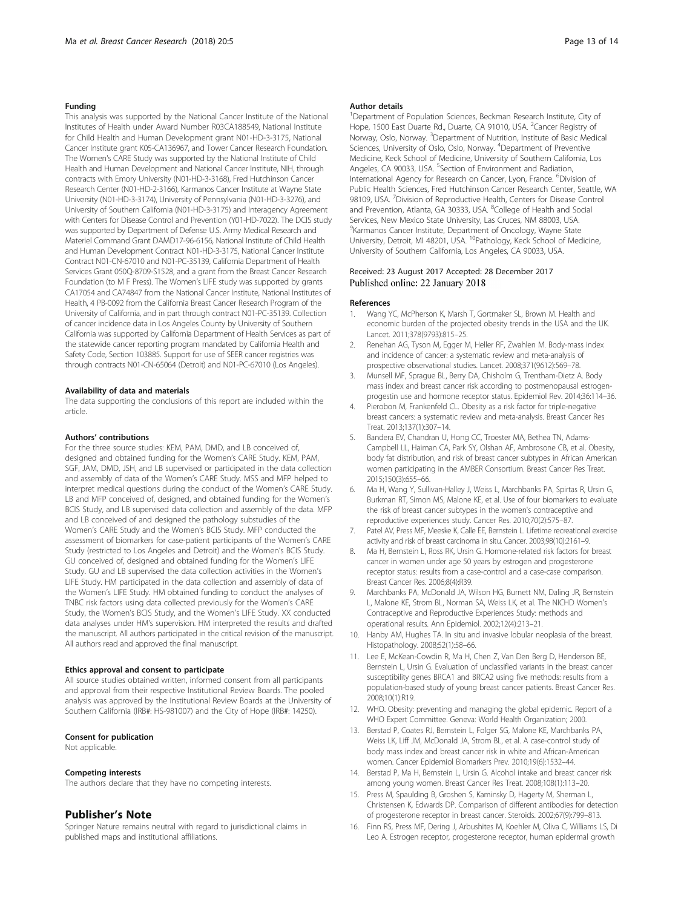#### Funding

This analysis was supported by the National Cancer Institute of the National Institutes of Health under Award Number R03CA188549, National Institute for Child Health and Human Development grant N01-HD-3-3175, National Cancer Institute grant K05-CA136967, and Tower Cancer Research Foundation. The Women's CARE Study was supported by the National Institute of Child Health and Human Development and National Cancer Institute, NIH, through contracts with Emory University (N01-HD-3-3168), Fred Hutchinson Cancer Research Center (N01-HD-2-3166), Karmanos Cancer Institute at Wayne State University (N01-HD-3-3174), University of Pennsylvania (N01-HD-3-3276), and University of Southern California (N01-HD-3-3175) and Interagency Agreement with Centers for Disease Control and Prevention (Y01-HD-7022). The DCIS study was supported by Department of Defense U.S. Army Medical Research and Materiel Command Grant DAMD17-96-6156, National Institute of Child Health and Human Development Contract N01-HD-3-3175, National Cancer Institute Contract N01-CN-67010 and N01-PC-35139, California Department of Health Services Grant 050Q-8709-S1528, and a grant from the Breast Cancer Research Foundation (to M F Press). The Women's LIFE study was supported by grants CA17054 and CA74847 from the National Cancer Institute, National Institutes of Health, 4 PB-0092 from the California Breast Cancer Research Program of the University of California, and in part through contract N01-PC-35139. Collection of cancer incidence data in Los Angeles County by University of Southern California was supported by California Department of Health Services as part of the statewide cancer reporting program mandated by California Health and Safety Code, Section 103885. Support for use of SEER cancer registries was through contracts N01-CN-65064 (Detroit) and N01-PC-67010 (Los Angeles).

#### Availability of data and materials

The data supporting the conclusions of this report are included within the article.

#### Authors' contributions

For the three source studies: KEM, PAM, DMD, and LB conceived of, designed and obtained funding for the Women's CARE Study. KEM, PAM, SGF, JAM, DMD, JSH, and LB supervised or participated in the data collection and assembly of data of the Women's CARE Study. MSS and MFP helped to interpret medical questions during the conduct of the Women's CARE Study. LB and MFP conceived of, designed, and obtained funding for the Women's BCIS Study, and LB supervised data collection and assembly of the data. MFP and LB conceived of and designed the pathology substudies of the Women's CARE Study and the Women's BCIS Study. MFP conducted the assessment of biomarkers for case-patient participants of the Women's CARE Study (restricted to Los Angeles and Detroit) and the Women's BCIS Study. GU conceived of, designed and obtained funding for the Women's LIFE Study. GU and LB supervised the data collection activities in the Women's LIFE Study. HM participated in the data collection and assembly of data of the Women's LIFE Study. HM obtained funding to conduct the analyses of TNBC risk factors using data collected previously for the Women's CARE Study, the Women's BCIS Study, and the Women's LIFE Study. XX conducted data analyses under HM's supervision. HM interpreted the results and drafted the manuscript. All authors participated in the critical revision of the manuscript. All authors read and approved the final manuscript.

#### Ethics approval and consent to participate

All source studies obtained written, informed consent from all participants and approval from their respective Institutional Review Boards. The pooled analysis was approved by the Institutional Review Boards at the University of Southern California (IRB#: HS-981007) and the City of Hope (IRB#: 14250).

#### Consent for publication

Not applicable.

#### Competing interests

The authors declare that they have no competing interests.

## Publisher's Note

Springer Nature remains neutral with regard to jurisdictional claims in published maps and institutional affiliations.

#### Author details

[1]Department of Population Sciences, Beckman Research Institute, City of Hope, 1500 East Duarte Rd., Duarte, CA 91010, USA. [2]Cancer Registry of Norway, Oslo, Norway. [3]Department of Nutrition, Institute of Basic Medical Sciences, University of Oslo, Oslo, Norway. [4]Department of Preventive Medicine, Keck School of Medicine, University of Southern California, Los Angeles, CA 90033, USA. [5]Section of Environment and Radiation, International Agency for Research on Cancer, Lyon, France. [6]Division of Public Health Sciences, Fred Hutchinson Cancer Research Center, Seattle, WA 98109, USA. [7]Division of Reproductive Health, Centers for Disease Control and Prevention, Atlanta, GA 30333, USA. [8]College of Health and Social Services, New Mexico State University, Las Cruces, NM 88003, USA. [9]Karmanos Cancer Institute, Department of Oncology, Wayne State University, Detroit, MI 48201, USA. [10]Pathology, Keck School of Medicine, University of Southern California, Los Angeles, CA 90033, USA.

Received: 23 August 2017 Accepted: 28 December 2017
Published online: 22 January 2018

#### References

1. Wang YC, McPherson K, Marsh T, Gortmaker SL, Brown M. Health and economic burden of the projected obesity trends in the USA and the UK. Lancet. 2011;378(9793):815–25.
2. Renehan AG, Tyson M, Egger M, Heller RF, Zwahlen M. Body-mass index and incidence of cancer: a systematic review and meta-analysis of prospective observational studies. Lancet. 2008;371(9612):569–78.
3. Munsell MF, Sprague BL, Berry DA, Chisholm G, Trentham-Dietz A. Body mass index and breast cancer risk according to postmenopausal estrogen-progestin use and hormone receptor status. Epidemiol Rev. 2014;36:114–36.
4. Pierobon M, Frankenfeld CL. Obesity as a risk factor for triple-negative breast cancers: a systematic review and meta-analysis. Breast Cancer Res Treat. 2013;137(1):307–14.
5. Bandera EV, Chandran U, Hong CC, Troester MA, Bethea TN, Adams-Campbell LL, Haiman CA, Park SY, Olshan AF, Ambrosone CB, et al. Obesity, body fat distribution, and risk of breast cancer subtypes in African American women participating in the AMBER Consortium. Breast Cancer Res Treat. 2015;150(3):655–66.
6. Ma H, Wang Y, Sullivan-Halley J, Weiss L, Marchbanks PA, Spirtas R, Ursin G, Burkman RT, Simon MS, Malone KE, et al. Use of four biomarkers to evaluate the risk of breast cancer subtypes in the women's contraceptive and reproductive experiences study. Cancer Res. 2010;70(2):575–87.
7. Patel AV, Press MF, Meeske K, Calle EE, Bernstein L. Lifetime recreational exercise activity and risk of breast carcinoma in situ. Cancer. 2003;98(10):2161–9.
8. Ma H, Bernstein L, Ross RK, Ursin G. Hormone-related risk factors for breast cancer in women under age 50 years by estrogen and progesterone receptor status: results from a case-control and a case-case comparison. Breast Cancer Res. 2006;8(4):R39.
9. Marchbanks PA, McDonald JA, Wilson HG, Burnett NM, Daling JR, Bernstein L, Malone KE, Strom BL, Norman SA, Weiss LK, et al. The NICHD Women's Contraceptive and Reproductive Experiences Study: methods and operational results. Ann Epidemiol. 2002;12(4):213–21.
10. Hanby AM, Hughes TA. In situ and invasive lobular neoplasia of the breast. Histopathology. 2008;52(1):58–66.
11. Lee E, McKean-Cowdin R, Ma H, Chen Z, Van Den Berg D, Henderson BE, Bernstein L, Ursin G. Evaluation of unclassified variants in the breast cancer susceptibility genes BRCA1 and BRCA2 using five methods: results from a population-based study of young breast cancer patients. Breast Cancer Res. 2008;10(1):R19.
12. WHO. Obesity: preventing and managing the global epidemic. Report of a WHO Expert Committee. Geneva: World Health Organization; 2000.
13. Berstad P, Coates RJ, Bernstein L, Folger SG, Malone KE, Marchbanks PA, Weiss LK, Liff JM, McDonald JA, Strom BL, et al. A case-control study of body mass index and breast cancer risk in white and African-American women. Cancer Epidemiol Biomarkers Prev. 2010;19(6):1532–44.
14. Berstad P, Ma H, Bernstein L, Ursin G. Alcohol intake and breast cancer risk among young women. Breast Cancer Res Treat. 2008;108(1):113–20.
15. Press M, Spaulding B, Groshen S, Kaminsky D, Hagerty M, Sherman L, Christensen K, Edwards DP. Comparison of different antibodies for detection of progesterone receptor in breast cancer. Steroids. 2002;67(9):799–813.
16. Finn RS, Press MF, Dering J, Arbushites M, Koehler M, Oliva C, Williams LS, Di Leo A. Estrogen receptor, progesterone receptor, human epidermal growth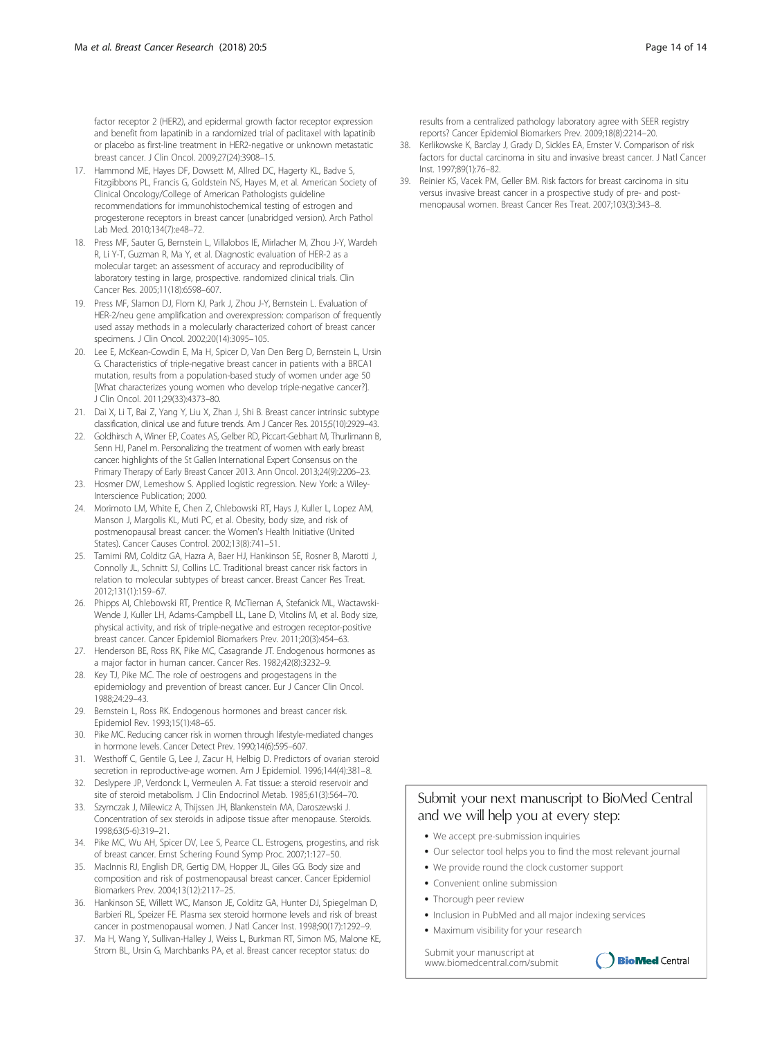factor receptor 2 (HER2), and epidermal growth factor receptor expression and benefit from lapatinib in a randomized trial of paclitaxel with lapatinib or placebo as first-line treatment in HER2-negative or unknown metastatic breast cancer. J Clin Oncol. 2009;27(24):3908–15.

17. Hammond ME, Hayes DF, Dowsett M, Allred DC, Hagerty KL, Badve S, Fitzgibbons PL, Francis G, Goldstein NS, Hayes M, et al. American Society of Clinical Oncology/College of American Pathologists guideline recommendations for immunohistochemical testing of estrogen and progesterone receptors in breast cancer (unabridged version). Arch Pathol Lab Med. 2010;134(7):e48–72.
18. Press MF, Sauter G, Bernstein L, Villalobos IE, Mirlacher M, Zhou J-Y, Wardeh R, Li Y-T, Guzman R, Ma Y, et al. Diagnostic evaluation of HER-2 as a molecular target: an assessment of accuracy and reproducibility of laboratory testing in large, prospective. randomized clinical trials. Clin Cancer Res. 2005;11(18):6598–607.
19. Press MF, Slamon DJ, Flom KJ, Park J, Zhou J-Y, Bernstein L. Evaluation of HER-2/neu gene amplification and overexpression: comparison of frequently used assay methods in a molecularly characterized cohort of breast cancer specimens. J Clin Oncol. 2002;20(14):3095–105.
20. Lee E, McKean-Cowdin E, Ma H, Spicer D, Van Den Berg D, Bernstein L, Ursin G. Characteristics of triple-negative breast cancer in patients with a BRCA1 mutation, results from a population-based study of women under age 50 [What characterizes young women who develop triple-negative cancer?]. J Clin Oncol. 2011;29(33):4373–80.
21. Dai X, Li T, Bai Z, Yang Y, Liu X, Zhan J, Shi B. Breast cancer intrinsic subtype classification, clinical use and future trends. Am J Cancer Res. 2015;5(10):2929–43.
22. Goldhirsch A, Winer EP, Coates AS, Gelber RD, Piccart-Gebhart M, Thurlimann B, Senn HJ, Panel m. Personalizing the treatment of women with early breast cancer: highlights of the St Gallen International Expert Consensus on the Primary Therapy of Early Breast Cancer 2013. Ann Oncol. 2013;24(9):2206–23.
23. Hosmer DW, Lemeshow S. Applied logistic regression. New York: a Wiley-Interscience Publication; 2000.
24. Morimoto LM, White E, Chen Z, Chlebowski RT, Hays J, Kuller L, Lopez AM, Manson J, Margolis KL, Muti PC, et al. Obesity, body size, and risk of postmenopausal breast cancer: the Women's Health Initiative (United States). Cancer Causes Control. 2002;13(8):741–51.
25. Tamimi RM, Colditz GA, Hazra A, Baer HJ, Hankinson SE, Rosner B, Marotti J, Connolly JL, Schnitt SJ, Collins LC. Traditional breast cancer risk factors in relation to molecular subtypes of breast cancer. Breast Cancer Res Treat. 2012;131(1):159–67.
26. Phipps AI, Chlebowski RT, Prentice R, McTiernan A, Stefanick ML, Wactawski-Wende J, Kuller LH, Adams-Campbell LL, Lane D, Vitolins M, et al. Body size, physical activity, and risk of triple-negative and estrogen receptor-positive breast cancer. Cancer Epidemiol Biomarkers Prev. 2011;20(3):454–63.
27. Henderson BE, Ross RK, Pike MC, Casagrande JT. Endogenous hormones as a major factor in human cancer. Cancer Res. 1982;42(8):3232–9.
28. Key TJ, Pike MC. The role of oestrogens and progestagens in the epidemiology and prevention of breast cancer. Eur J Cancer Clin Oncol. 1988;24:29–43.
29. Bernstein L, Ross RK. Endogenous hormones and breast cancer risk. Epidemiol Rev. 1993;15(1):48–65.
30. Pike MC. Reducing cancer risk in women through lifestyle-mediated changes in hormone levels. Cancer Detect Prev. 1990;14(6):595–607.
31. Westhoff C, Gentile G, Lee J, Zacur H, Helbig D. Predictors of ovarian steroid secretion in reproductive-age women. Am J Epidemiol. 1996;144(4):381–8.
32. Deslypere JP, Verdonck L, Vermeulen A. Fat tissue: a steroid reservoir and site of steroid metabolism. J Clin Endocrinol Metab. 1985;61(3):564–70.
33. Szymczak J, Milewicz A, Thijssen JH, Blankenstein MA, Daroszewski J. Concentration of sex steroids in adipose tissue after menopause. Steroids. 1998;63(5-6):319–21.
34. Pike MC, Wu AH, Spicer DV, Lee S, Pearce CL. Estrogens, progestins, and risk of breast cancer. Ernst Schering Found Symp Proc. 2007;1:127–50.
35. MacInnis RJ, English DR, Gertig DM, Hopper JL, Giles GG. Body size and composition and risk of postmenopausal breast cancer. Cancer Epidemiol Biomarkers Prev. 2004;13(12):2117–25.
36. Hankinson SE, Willett WC, Manson JE, Colditz GA, Hunter DJ, Spiegelman D, Barbieri RL, Speizer FE. Plasma sex steroid hormone levels and risk of breast cancer in postmenopausal women. J Natl Cancer Inst. 1998;90(17):1292–9.
37. Ma H, Wang Y, Sullivan-Halley J, Weiss L, Burkman RT, Simon MS, Malone KE, Strom BL, Ursin G, Marchbanks PA, et al. Breast cancer receptor status: do results from a centralized pathology laboratory agree with SEER registry reports? Cancer Epidemiol Biomarkers Prev. 2009;18(8):2214–20.
38. Kerlikowske K, Barclay J, Grady D, Sickles EA, Ernster V. Comparison of risk factors for ductal carcinoma in situ and invasive breast cancer. J Natl Cancer Inst. 1997;89(1):76–82.
39. Reinier KS, Vacek PM, Geller BM. Risk factors for breast carcinoma in situ versus invasive breast cancer in a prospective study of pre- and post-menopausal women. Breast Cancer Res Treat. 2007;103(3):343–8.

Submit your next manuscript to BioMed Central and we will help you at every step:

- We accept pre-submission inquiries
- Our selector tool helps you to find the most relevant journal
- We provide round the clock customer support
- Convenient online submission
- Thorough peer review
- Inclusion in PubMed and all major indexing services
- Maximum visibility for your research

Submit your manuscript at www.biomedcentral.com/submit

BioMed Central